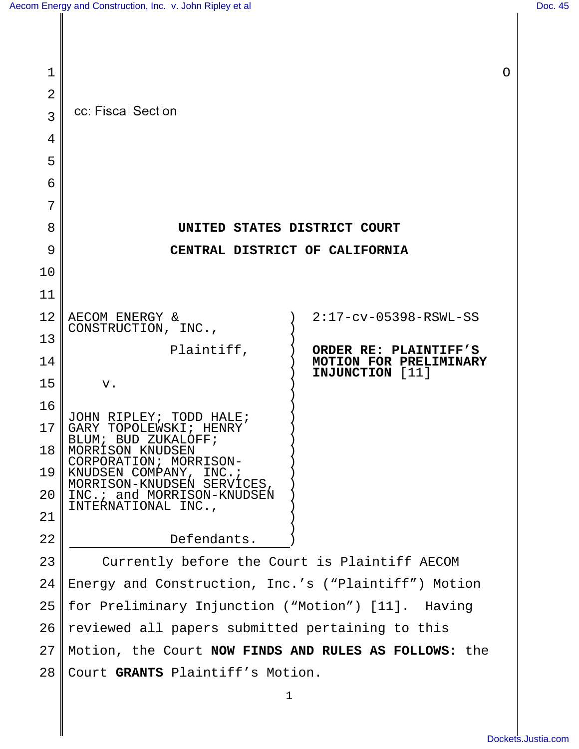O

cc: Fiscal Section

# UNITED STATES DISTRICT COURT

# CENTRAL DISTRICT OF CALIFORNIA

AECOM ENERGY & CONSTRUCTION, INC.,

Plaintiff,

v.

JOHN RIPLEY; TODD HALE; GARY TOPOLEWSKI; HENRY BLUM; BUD ZUKALOFF; MORRISON KNUDSEN CORPORATION; MORRISON-KNUDSEN COMPANY, INC.; MORRISON-KNUDSEN SERVICES, INC.; and MORRISON-KNUDSEN INTERNATIONAL INC.,

Defendants.

2:17-cv-05398-RSWL-SS

**ORDER RE: PLAINTIFF'S MOTION FOR PRELIMINARY INJUNCTION** [11]

Currently before the Court is Plaintiff AECOM Energy and Construction, Inc.'s ("Plaintiff") Motion for Preliminary Injunction ("Motion") [11]. Having reviewed all papers submitted pertaining to this Motion, the Court **NOW FINDS AND RULES AS FOLLOWS:** the Court **GRANTS** Plaintiff's Motion.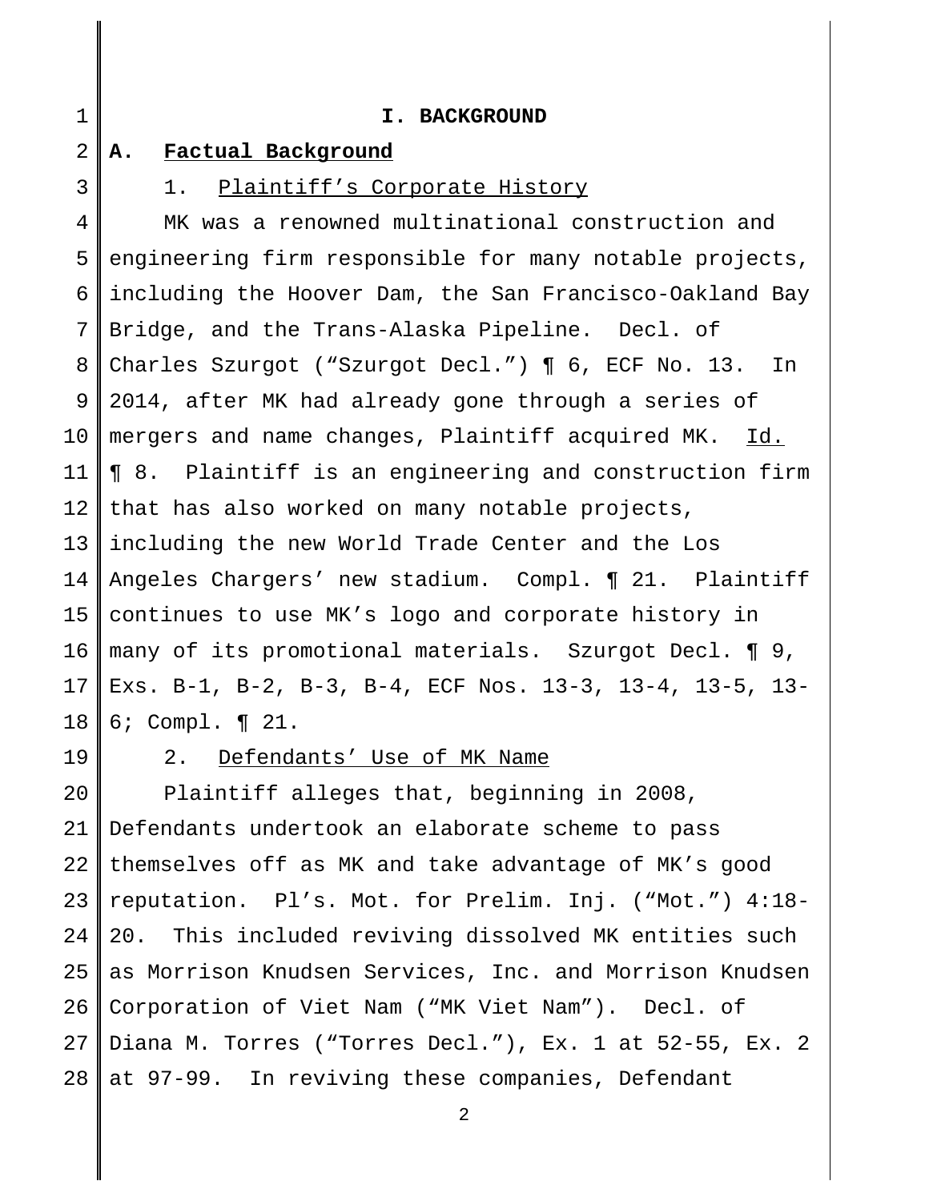# I. BACKGROUND

## A. Factual Background

### 1. Plaintiff's Corporate History

MK was a renowned multinational construction and engineering firm responsible for many notable projects, including the Hoover Dam, the San Francisco-Oakland Bay Bridge, and the Trans-Alaska Pipeline. Decl. of Charles Szurgot ("Szurgot Decl.") ¶ 6, ECF No. 13. In 2014, after MK had already gone through a series of mergers and name changes, Plaintiff acquired MK. Id. ¶ 8. Plaintiff is an engineering and construction firm that has also worked on many notable projects, including the new World Trade Center and the Los Angeles Chargers' new stadium. Compl. ¶ 21. Plaintiff continues to use MK's logo and corporate history in many of its promotional materials. Szurgot Decl. ¶ 9, Exs. B-1, B-2, B-3, B-4, ECF Nos. 13-3, 13-4, 13-5, 13-6; Compl. ¶ 21.

### 2. Defendants' Use of MK Name

Plaintiff alleges that, beginning in 2008, Defendants undertook an elaborate scheme to pass themselves off as MK and take advantage of MK's good reputation. Pl's. Mot. for Prelim. Inj. ("Mot.") 4:18-20. This included reviving dissolved MK entities such as Morrison Knudsen Services, Inc. and Morrison Knudsen Corporation of Viet Nam ("MK Viet Nam"). Decl. of Diana M. Torres ("Torres Decl."), Ex. 1 at 52-55, Ex. 2 at 97-99. In reviving these companies, Defendant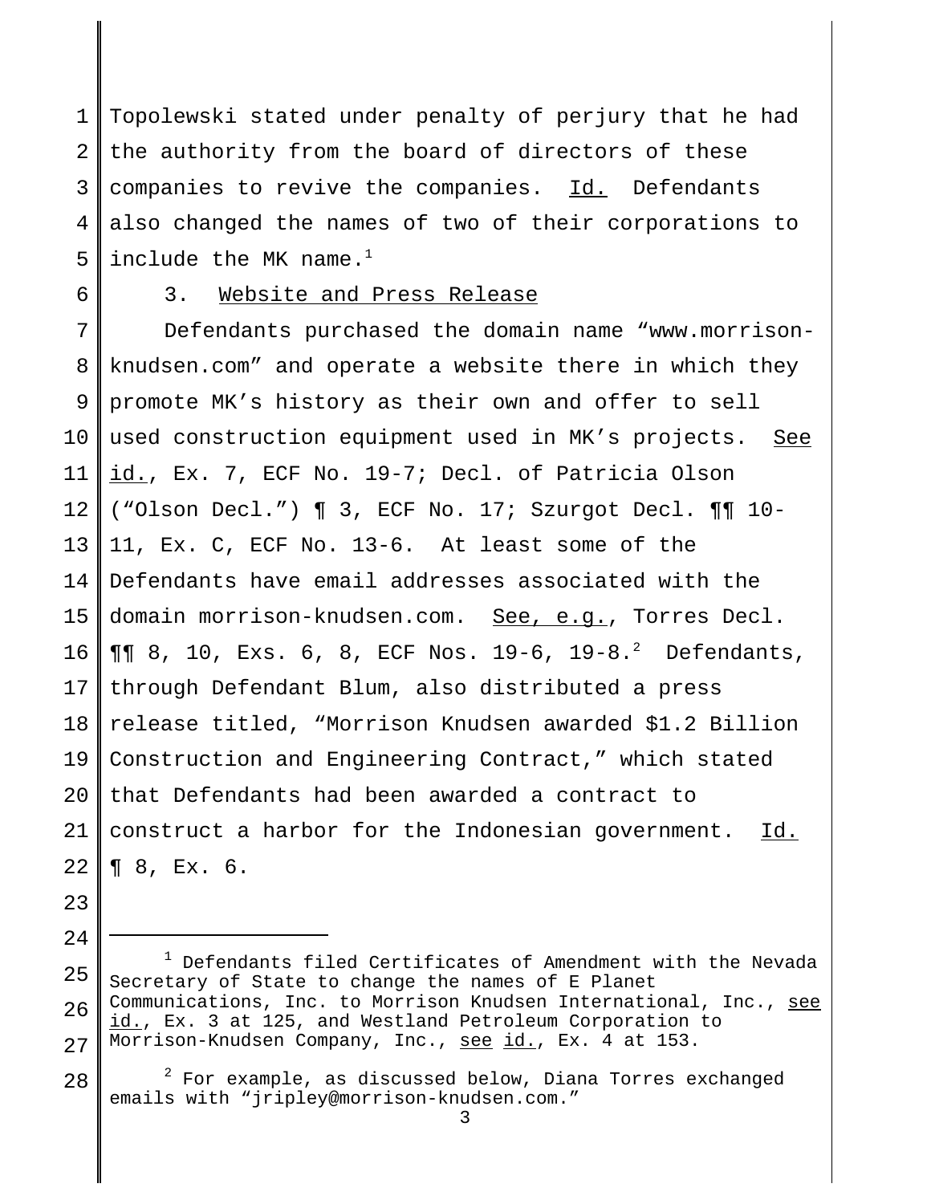Topolewski stated under penalty of perjury that he had the authority from the board of directors of these companies to revive the companies. Id. Defendants also changed the names of two of their corporations to include the MK name.[1]

3. Website and Press Release

Defendants purchased the domain name "www.morrison-knudsen.com" and operate a website there in which they promote MK's history as their own and offer to sell used construction equipment used in MK's projects. See id., Ex. 7, ECF No. 19-7; Decl. of Patricia Olson ("Olson Decl.") ¶ 3, ECF No. 17; Szurgot Decl. ¶¶ 10-11, Ex. C, ECF No. 13-6. At least some of the Defendants have email addresses associated with the domain morrison-knudsen.com. See, e.g., Torres Decl. ¶¶ 8, 10, Exs. 6, 8, ECF Nos. 19-6, 19-8.[2] Defendants, through Defendant Blum, also distributed a press release titled, "Morrison Knudsen awarded $1.2 Billion Construction and Engineering Contract," which stated that Defendants had been awarded a contract to construct a harbor for the Indonesian government. Id. ¶ 8, Ex. 6.

---

[1] Defendants filed Certificates of Amendment with the Nevada Secretary of State to change the names of E Planet Communications, Inc. to Morrison Knudsen International, Inc., see id., Ex. 3 at 125, and Westland Petroleum Corporation to Morrison-Knudsen Company, Inc., see id., Ex. 4 at 153.

[2] For example, as discussed below, Diana Torres exchanged emails with "jripley@morrison-knudsen.com."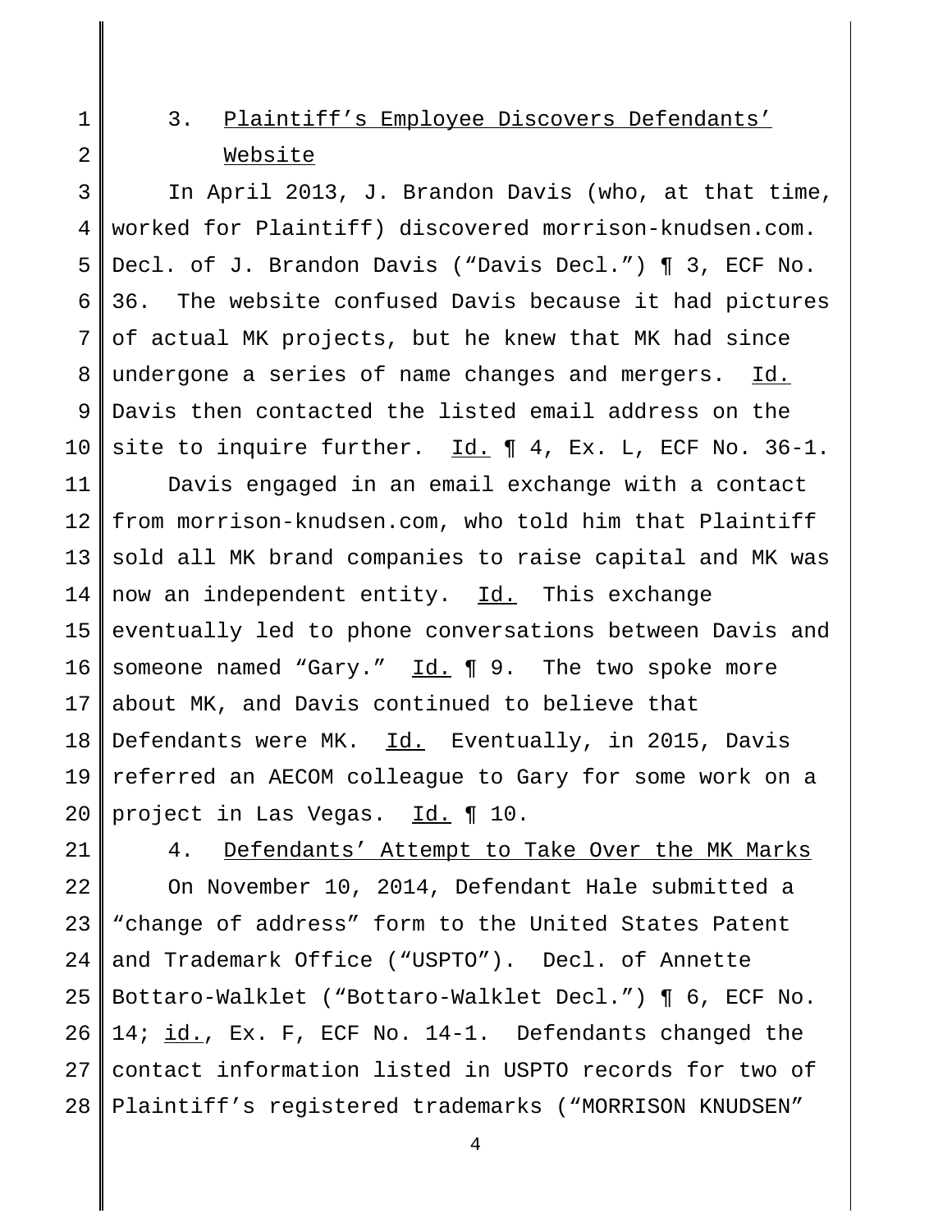### 3. Plaintiff's Employee Discovers Defendants' Website

In April 2013, J. Brandon Davis (who, at that time, worked for Plaintiff) discovered morrison-knudsen.com. Decl. of J. Brandon Davis ("Davis Decl.") ¶ 3, ECF No. 36. The website confused Davis because it had pictures of actual MK projects, but he knew that MK had since undergone a series of name changes and mergers. Id. Davis then contacted the listed email address on the site to inquire further. Id. ¶ 4, Ex. L, ECF No. 36-1.

Davis engaged in an email exchange with a contact from morrison-knudsen.com, who told him that Plaintiff sold all MK brand companies to raise capital and MK was now an independent entity. Id. This exchange eventually led to phone conversations between Davis and someone named "Gary." Id. ¶ 9. The two spoke more about MK, and Davis continued to believe that Defendants were MK. Id. Eventually, in 2015, Davis referred an AECOM colleague to Gary for some work on a project in Las Vegas. Id. ¶ 10.

### 4. Defendants' Attempt to Take Over the MK Marks

On November 10, 2014, Defendant Hale submitted a "change of address" form to the United States Patent and Trademark Office ("USPTO"). Decl. of Annette Bottaro-Walklet ("Bottaro-Walklet Decl.") ¶ 6, ECF No. 14; id., Ex. F, ECF No. 14-1. Defendants changed the contact information listed in USPTO records for two of Plaintiff's registered trademarks ("MORRISON KNUDSEN"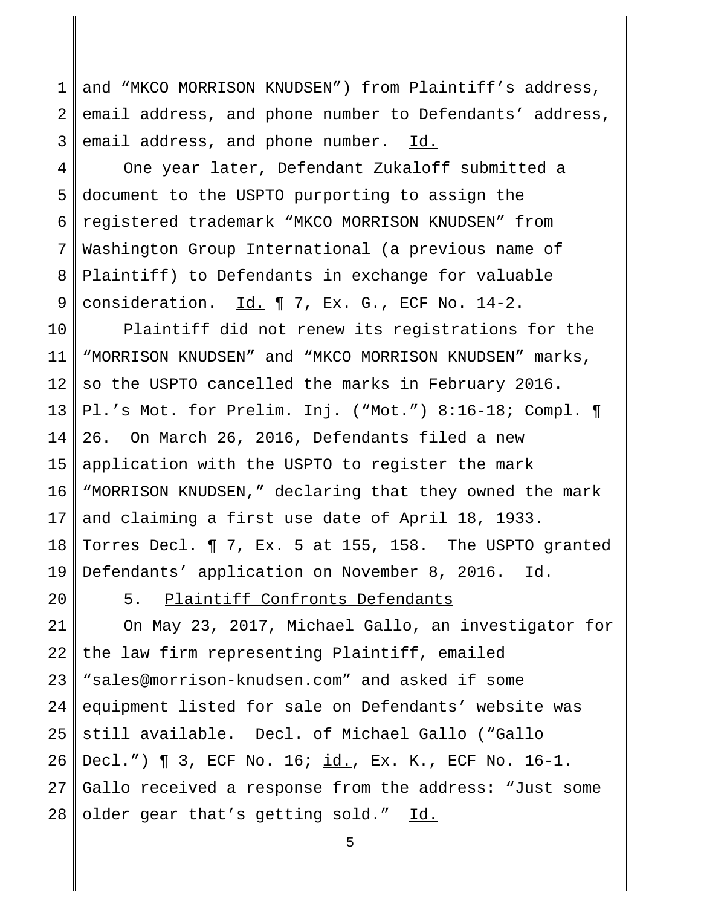and "MKCO MORRISON KNUDSEN") from Plaintiff's address, email address, and phone number to Defendants' address, email address, and phone number. Id.

One year later, Defendant Zukaloff submitted a document to the USPTO purporting to assign the registered trademark "MKCO MORRISON KNUDSEN" from Washington Group International (a previous name of Plaintiff) to Defendants in exchange for valuable consideration. Id. ¶ 7, Ex. G., ECF No. 14-2.

Plaintiff did not renew its registrations for the "MORRISON KNUDSEN" and "MKCO MORRISON KNUDSEN" marks, so the USPTO cancelled the marks in February 2016. Pl.'s Mot. for Prelim. Inj. ("Mot.") 8:16-18; Compl. ¶ 26. On March 26, 2016, Defendants filed a new application with the USPTO to register the mark "MORRISON KNUDSEN," declaring that they owned the mark and claiming a first use date of April 18, 1933. Torres Decl. ¶ 7, Ex. 5 at 155, 158. The USPTO granted Defendants' application on November 8, 2016. Id.

5. Plaintiff Confronts Defendants

On May 23, 2017, Michael Gallo, an investigator for the law firm representing Plaintiff, emailed "sales@morrison-knudsen.com" and asked if some equipment listed for sale on Defendants' website was still available. Decl. of Michael Gallo ("Gallo Decl.") ¶ 3, ECF No. 16; id., Ex. K., ECF No. 16-1. Gallo received a response from the address: "Just some older gear that's getting sold." Id.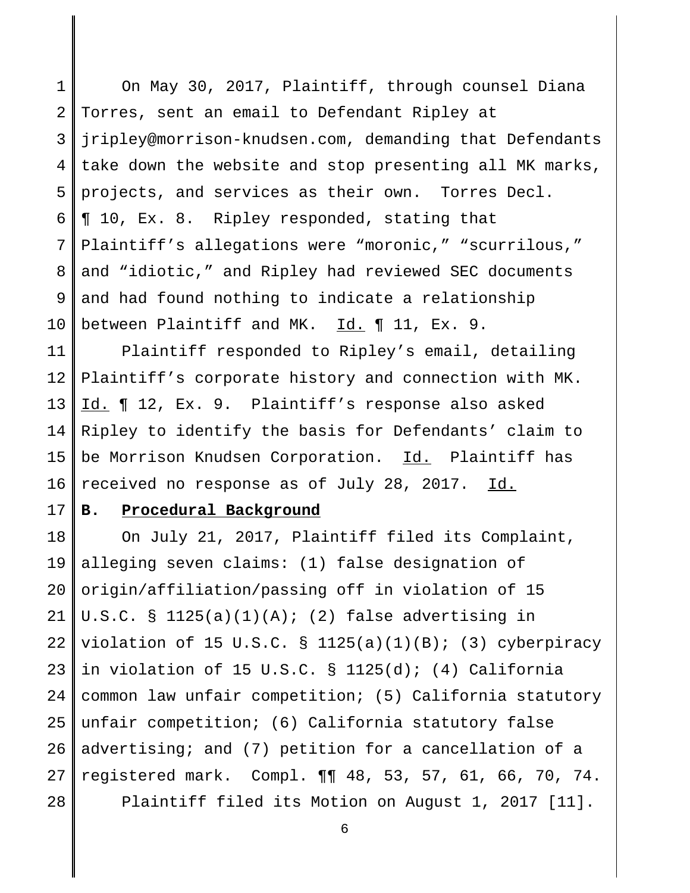On May 30, 2017, Plaintiff, through counsel Diana Torres, sent an email to Defendant Ripley at jripley@morrison-knudsen.com, demanding that Defendants take down the website and stop presenting all MK marks, projects, and services as their own. Torres Decl. ¶ 10, Ex. 8. Ripley responded, stating that Plaintiff's allegations were "moronic," "scurrilous," and "idiotic," and Ripley had reviewed SEC documents and had found nothing to indicate a relationship between Plaintiff and MK. Id. ¶ 11, Ex. 9.

Plaintiff responded to Ripley's email, detailing Plaintiff's corporate history and connection with MK. Id. ¶ 12, Ex. 9. Plaintiff's response also asked Ripley to identify the basis for Defendants' claim to be Morrison Knudsen Corporation. Id. Plaintiff has received no response as of July 28, 2017. Id.

### B. Procedural Background

On July 21, 2017, Plaintiff filed its Complaint, alleging seven claims: (1) false designation of origin/affiliation/passing off in violation of 15 U.S.C. § 1125(a)(1)(A); (2) false advertising in violation of 15 U.S.C. § 1125(a)(1)(B); (3) cyberpiracy in violation of 15 U.S.C. § 1125(d); (4) California common law unfair competition; (5) California statutory unfair competition; (6) California statutory false advertising; and (7) petition for a cancellation of a registered mark. Compl. ¶¶ 48, 53, 57, 61, 66, 70, 74.

Plaintiff filed its Motion on August 1, 2017 [11].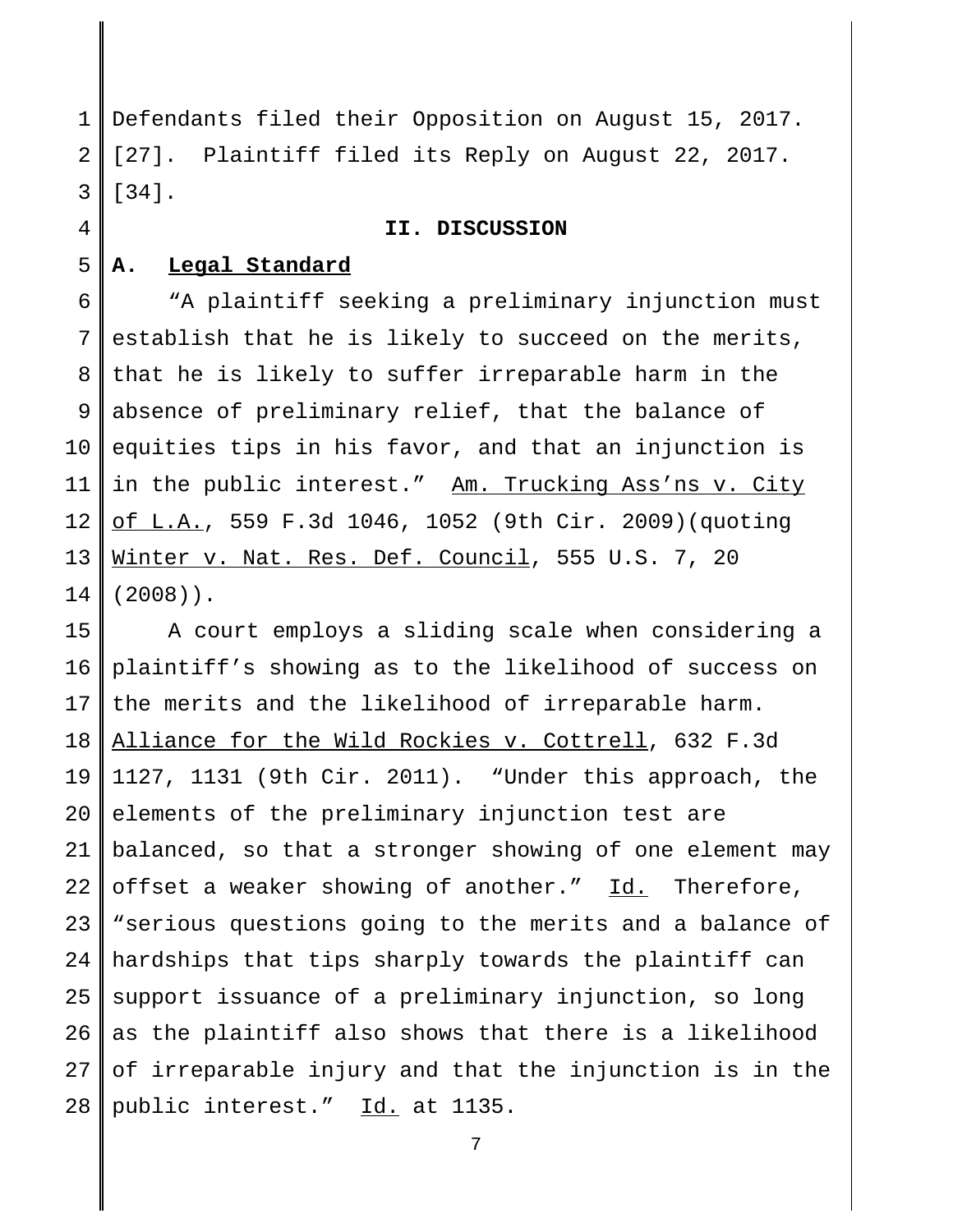Defendants filed their Opposition on August 15, 2017. [27]. Plaintiff filed its Reply on August 22, 2017. [34].

## II. DISCUSSION

### A. Legal Standard

"A plaintiff seeking a preliminary injunction must establish that he is likely to succeed on the merits, that he is likely to suffer irreparable harm in the absence of preliminary relief, that the balance of equities tips in his favor, and that an injunction is in the public interest." Am. Trucking Ass'ns v. City of L.A., 559 F.3d 1046, 1052 (9th Cir. 2009)(quoting Winter v. Nat. Res. Def. Council, 555 U.S. 7, 20 (2008)).

A court employs a sliding scale when considering a plaintiff's showing as to the likelihood of success on the merits and the likelihood of irreparable harm. Alliance for the Wild Rockies v. Cottrell, 632 F.3d 1127, 1131 (9th Cir. 2011). "Under this approach, the elements of the preliminary injunction test are balanced, so that a stronger showing of one element may offset a weaker showing of another." Id. Therefore, "serious questions going to the merits and a balance of hardships that tips sharply towards the plaintiff can support issuance of a preliminary injunction, so long as the plaintiff also shows that there is a likelihood of irreparable injury and that the injunction is in the public interest." Id. at 1135.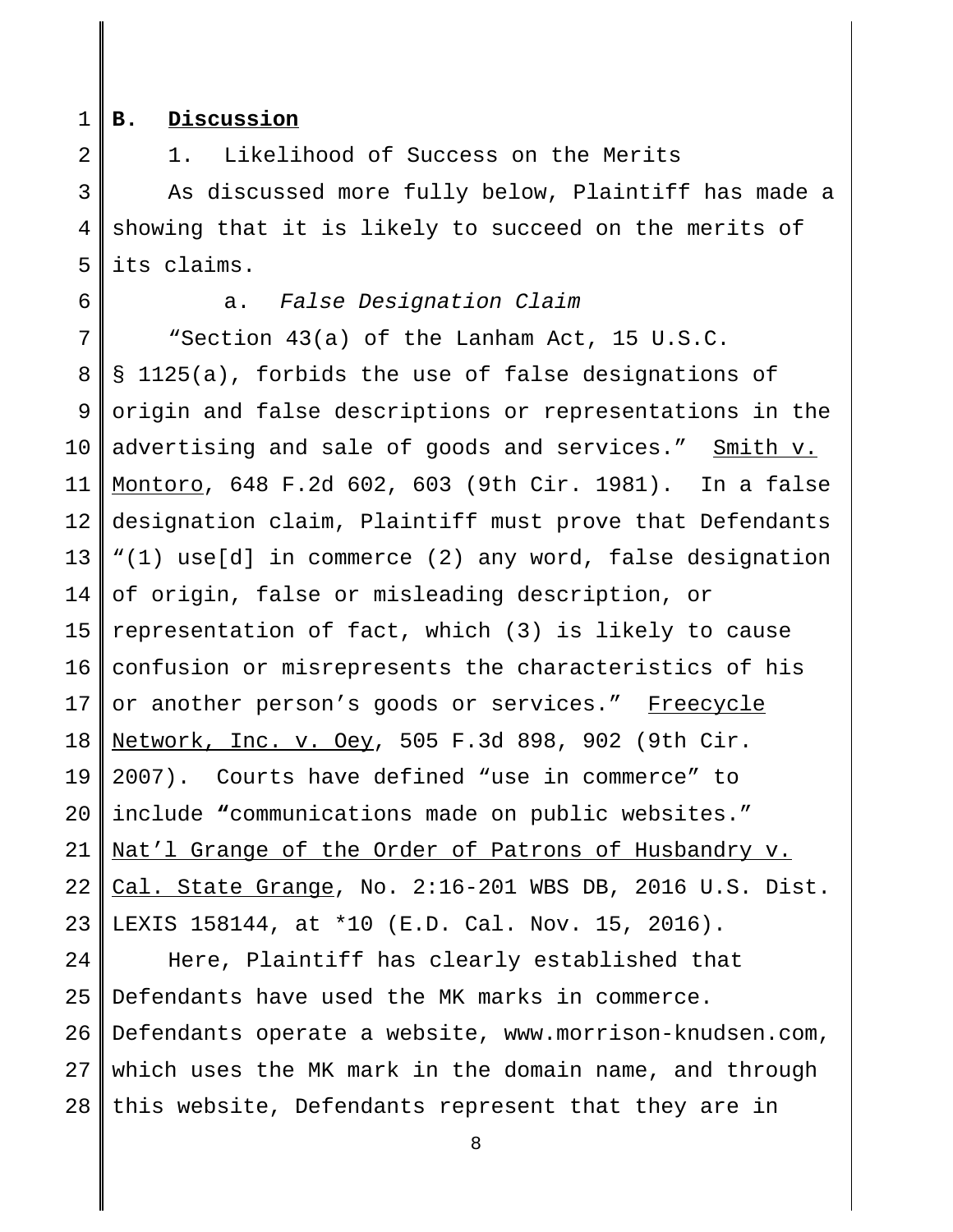**B. <u>Discussion</u>**

1. Likelihood of Success on the Merits

As discussed more fully below, Plaintiff has made a showing that it is likely to succeed on the merits of its claims.

a. *False Designation Claim*

"Section 43(a) of the Lanham Act, 15 U.S.C. § 1125(a), forbids the use of false designations of origin and false descriptions or representations in the advertising and sale of goods and services." <u>Smith v. Montoro</u>, 648 F.2d 602, 603 (9th Cir. 1981). In a false designation claim, Plaintiff must prove that Defendants "(1) use[d] in commerce (2) any word, false designation of origin, false or misleading description, or representation of fact, which (3) is likely to cause confusion or misrepresents the characteristics of his or another person's goods or services." <u>Freecycle Network, Inc. v. Oey</u>, 505 F.3d 898, 902 (9th Cir. 2007). Courts have defined "use in commerce" to include **"**communications made on public websites." <u>Nat'l Grange of the Order of Patrons of Husbandry v. Cal. State Grange</u>, No. 2:16-201 WBS DB, 2016 U.S. Dist. LEXIS 158144, at *10 (E.D. Cal. Nov. 15, 2016).

Here, Plaintiff has clearly established that Defendants have used the MK marks in commerce. Defendants operate a website, www.morrison-knudsen.com, which uses the MK mark in the domain name, and through this website, Defendants represent that they are in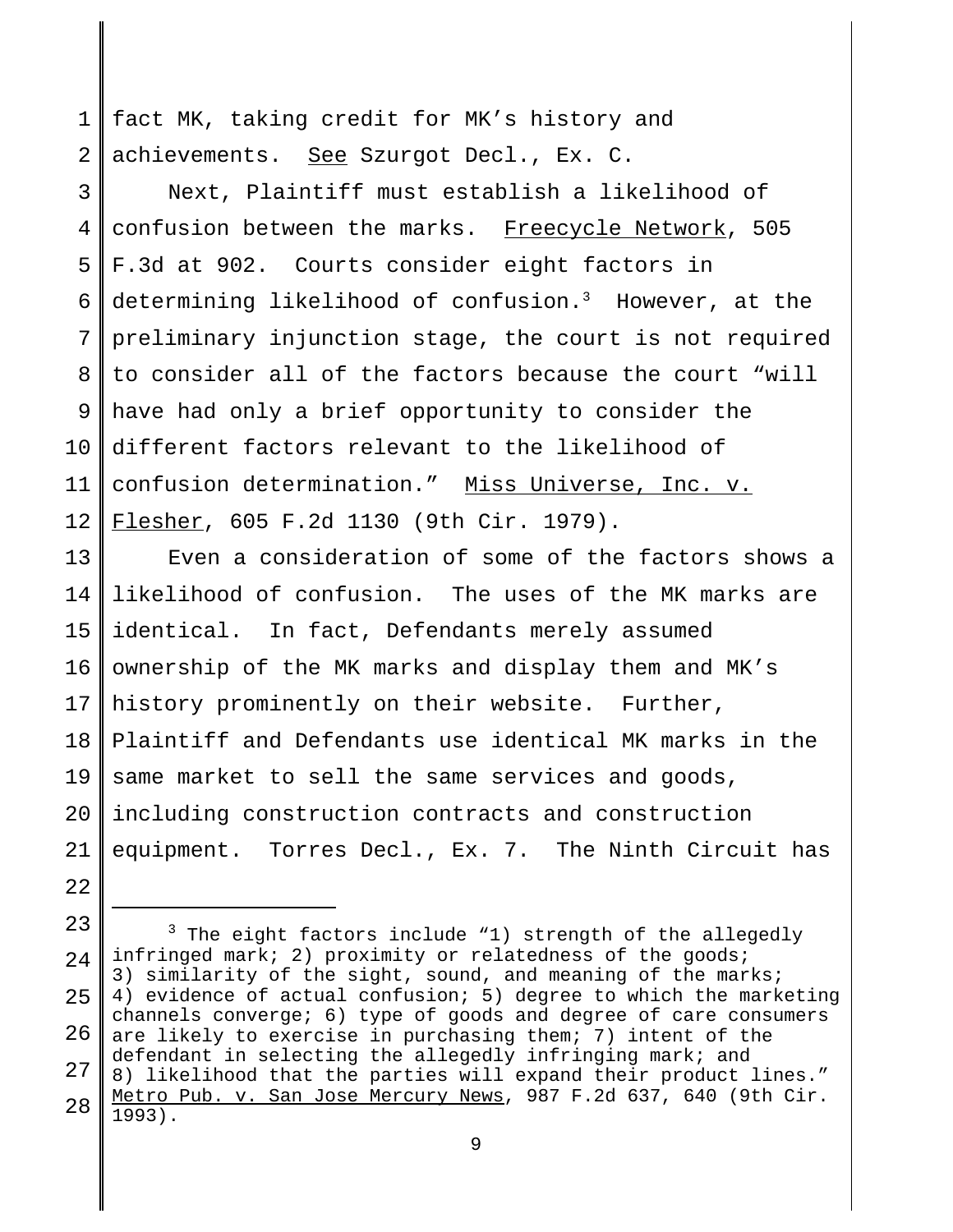fact MK, taking credit for MK's history and achievements. See Szurgot Decl., Ex. C.

Next, Plaintiff must establish a likelihood of confusion between the marks. Freecycle Network, 505 F.3d at 902. Courts consider eight factors in determining likelihood of confusion.[3] However, at the preliminary injunction stage, the court is not required to consider all of the factors because the court "will have had only a brief opportunity to consider the different factors relevant to the likelihood of confusion determination." Miss Universe, Inc. v. Flesher, 605 F.2d 1130 (9th Cir. 1979).

Even a consideration of some of the factors shows a likelihood of confusion. The uses of the MK marks are identical. In fact, Defendants merely assumed ownership of the MK marks and display them and MK's history prominently on their website. Further, Plaintiff and Defendants use identical MK marks in the same market to sell the same services and goods, including construction contracts and construction equipment. Torres Decl., Ex. 7. The Ninth Circuit has

---

[3] The eight factors include "1) strength of the allegedly infringed mark; 2) proximity or relatedness of the goods; 3) similarity of the sight, sound, and meaning of the marks; 4) evidence of actual confusion; 5) degree to which the marketing channels converge; 6) type of goods and degree of care consumers are likely to exercise in purchasing them; 7) intent of the defendant in selecting the allegedly infringing mark; and 8) likelihood that the parties will expand their product lines." Metro Pub. v. San Jose Mercury News, 987 F.2d 637, 640 (9th Cir. 1993).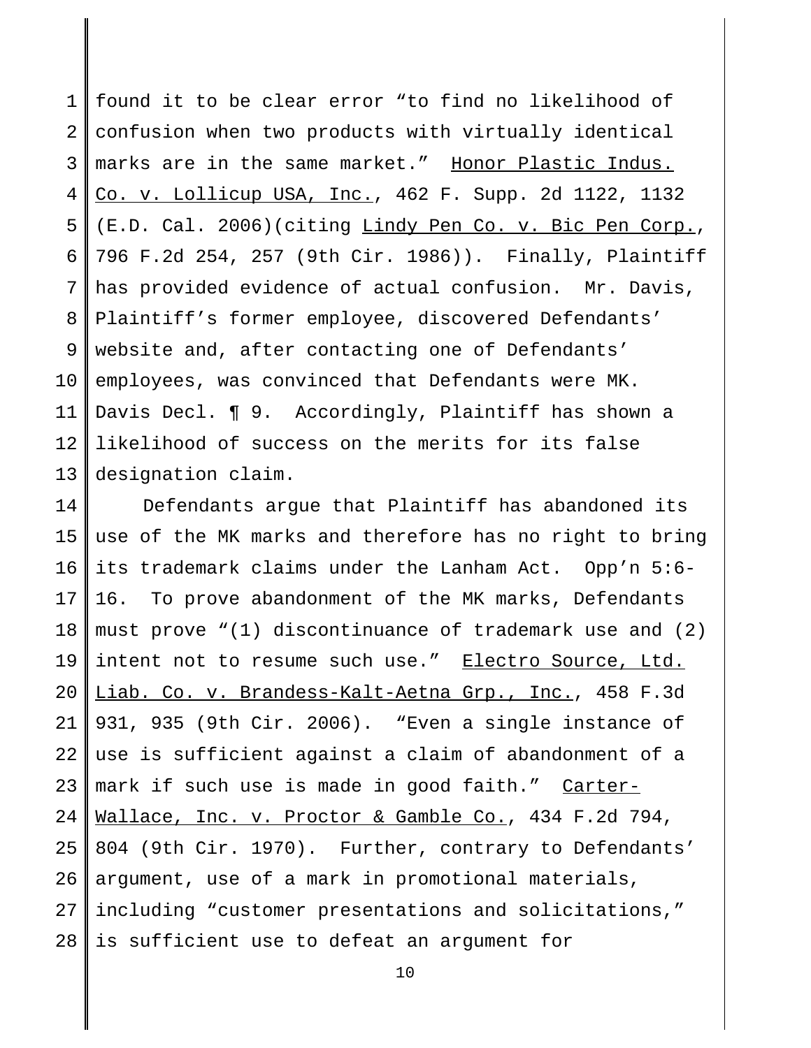found it to be clear error "to find no likelihood of confusion when two products with virtually identical marks are in the same market." Honor Plastic Indus. Co. v. Lollicup USA, Inc., 462 F. Supp. 2d 1122, 1132 (E.D. Cal. 2006)(citing Lindy Pen Co. v. Bic Pen Corp., 796 F.2d 254, 257 (9th Cir. 1986)). Finally, Plaintiff has provided evidence of actual confusion. Mr. Davis, Plaintiff's former employee, discovered Defendants' website and, after contacting one of Defendants' employees, was convinced that Defendants were MK. Davis Decl. ¶ 9. Accordingly, Plaintiff has shown a likelihood of success on the merits for its false designation claim.

Defendants argue that Plaintiff has abandoned its use of the MK marks and therefore has no right to bring its trademark claims under the Lanham Act. Opp'n 5:6-16. To prove abandonment of the MK marks, Defendants must prove "(1) discontinuance of trademark use and (2) intent not to resume such use." Electro Source, Ltd. Liab. Co. v. Brandess-Kalt-Aetna Grp., Inc., 458 F.3d 931, 935 (9th Cir. 2006). "Even a single instance of use is sufficient against a claim of abandonment of a mark if such use is made in good faith." Carter-Wallace, Inc. v. Proctor & Gamble Co., 434 F.2d 794, 804 (9th Cir. 1970). Further, contrary to Defendants' argument, use of a mark in promotional materials, including "customer presentations and solicitations," is sufficient use to defeat an argument for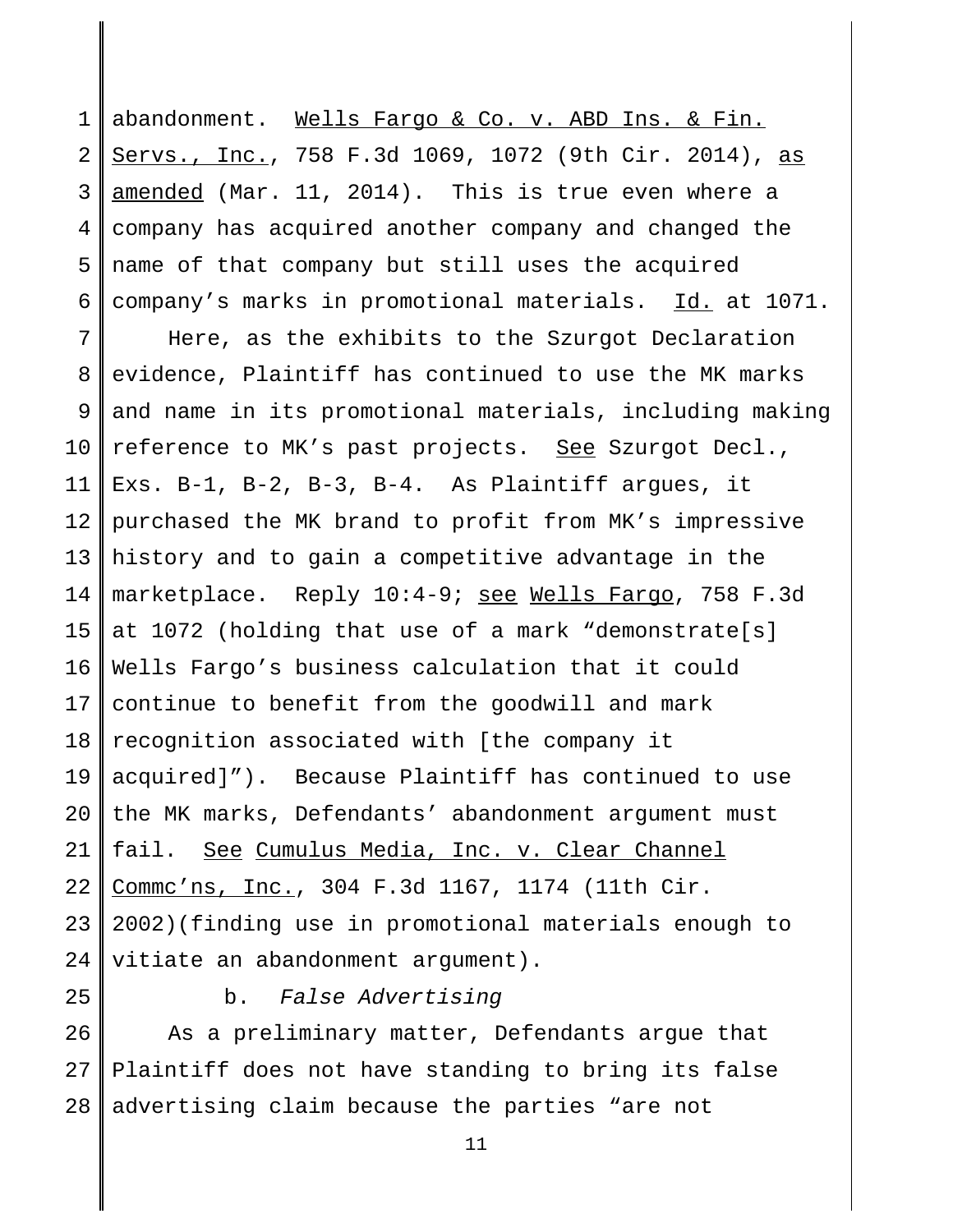abandonment. Wells Fargo & Co. v. ABD Ins. & Fin. Servs., Inc., 758 F.3d 1069, 1072 (9th Cir. 2014), as amended (Mar. 11, 2014). This is true even where a company has acquired another company and changed the name of that company but still uses the acquired company's marks in promotional materials. Id. at 1071.

Here, as the exhibits to the Szurgot Declaration evidence, Plaintiff has continued to use the MK marks and name in its promotional materials, including making reference to MK's past projects. See Szurgot Decl., Exs. B-1, B-2, B-3, B-4. As Plaintiff argues, it purchased the MK brand to profit from MK's impressive history and to gain a competitive advantage in the marketplace. Reply 10:4-9; see Wells Fargo, 758 F.3d at 1072 (holding that use of a mark "demonstrate[s] Wells Fargo's business calculation that it could continue to benefit from the goodwill and mark recognition associated with [the company it acquired]"). Because Plaintiff has continued to use the MK marks, Defendants' abandonment argument must fail. See Cumulus Media, Inc. v. Clear Channel Commc'ns, Inc., 304 F.3d 1167, 1174 (11th Cir. 2002)(finding use in promotional materials enough to vitiate an abandonment argument).

b. *False Advertising*

As a preliminary matter, Defendants argue that Plaintiff does not have standing to bring its false advertising claim because the parties "are not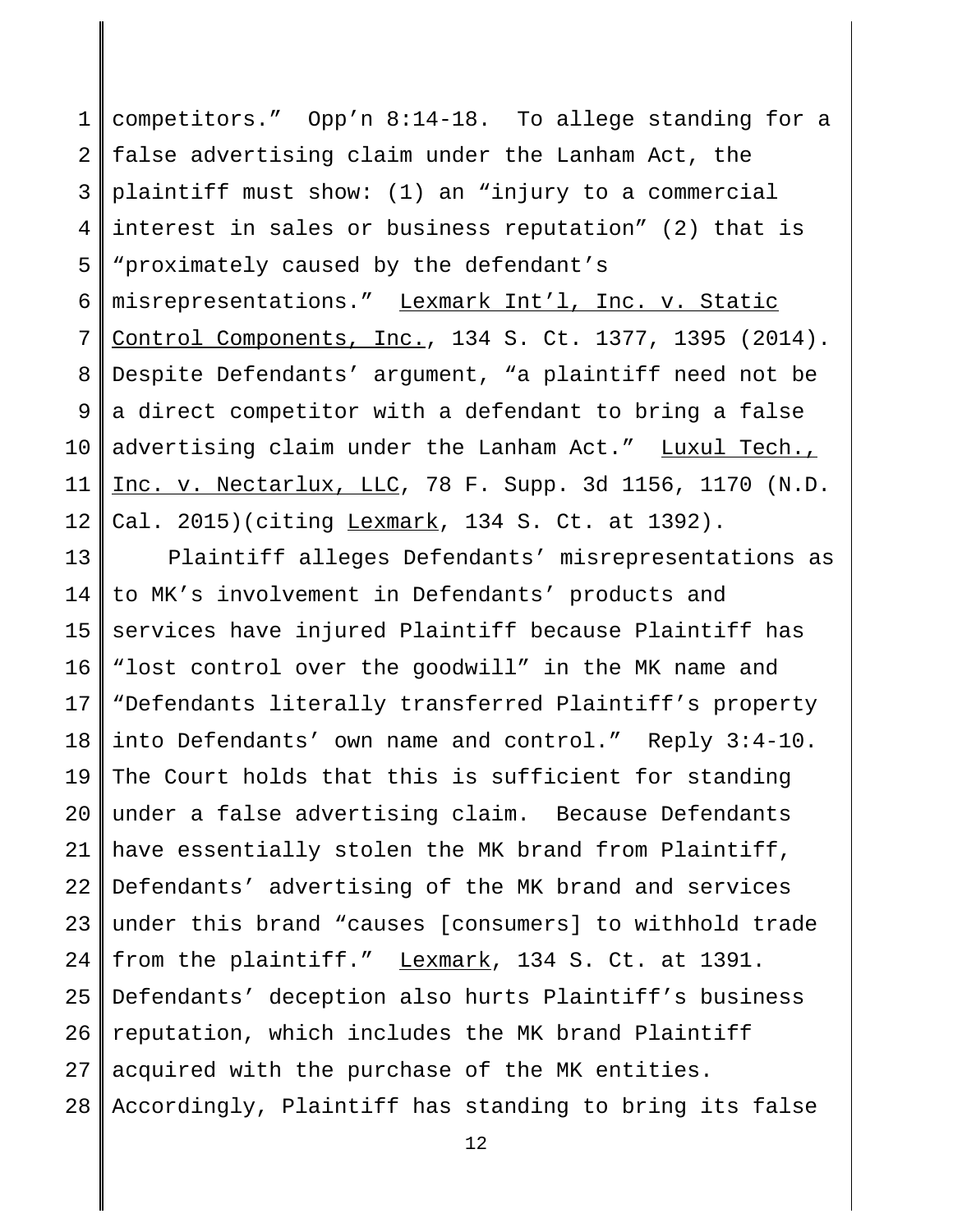competitors." Opp'n 8:14-18. To allege standing for a false advertising claim under the Lanham Act, the plaintiff must show: (1) an "injury to a commercial interest in sales or business reputation" (2) that is "proximately caused by the defendant's misrepresentations." Lexmark Int'l, Inc. v. Static Control Components, Inc., 134 S. Ct. 1377, 1395 (2014). Despite Defendants' argument, "a plaintiff need not be a direct competitor with a defendant to bring a false advertising claim under the Lanham Act." Luxul Tech., Inc. v. Nectarlux, LLC, 78 F. Supp. 3d 1156, 1170 (N.D. Cal. 2015)(citing Lexmark, 134 S. Ct. at 1392).

Plaintiff alleges Defendants' misrepresentations as to MK's involvement in Defendants' products and services have injured Plaintiff because Plaintiff has "lost control over the goodwill" in the MK name and "Defendants literally transferred Plaintiff's property into Defendants' own name and control." Reply 3:4-10. The Court holds that this is sufficient for standing under a false advertising claim. Because Defendants have essentially stolen the MK brand from Plaintiff, Defendants' advertising of the MK brand and services under this brand "causes [consumers] to withhold trade from the plaintiff." Lexmark, 134 S. Ct. at 1391. Defendants' deception also hurts Plaintiff's business reputation, which includes the MK brand Plaintiff acquired with the purchase of the MK entities. Accordingly, Plaintiff has standing to bring its false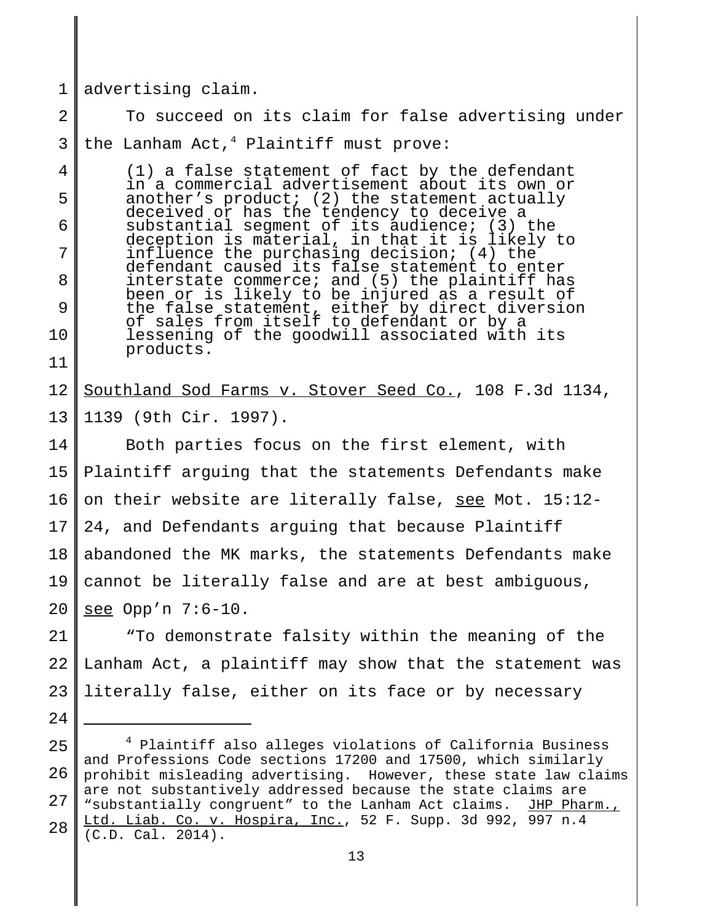advertising claim.

To succeed on its claim for false advertising under the Lanham Act,[4] Plaintiff must prove:

> (1) a false statement of fact by the defendant in a commercial advertisement about its own or another's product; (2) the statement actually deceived or has the tendency to deceive a substantial segment of its audience; (3) the deception is material, in that it is likely to influence the purchasing decision; (4) the defendant caused its false statement to enter interstate commerce; and (5) the plaintiff has been or is likely to be injured as a result of the false statement, either by direct diversion of sales from itself to defendant or by a lessening of the goodwill associated with its products.

Southland Sod Farms v. Stover Seed Co., 108 F.3d 1134, 1139 (9th Cir. 1997).

Both parties focus on the first element, with Plaintiff arguing that the statements Defendants make on their website are literally false, see Mot. 15:12-24, and Defendants arguing that because Plaintiff abandoned the MK marks, the statements Defendants make cannot be literally false and are at best ambiguous, see Opp'n 7:6-10.

"To demonstrate falsity within the meaning of the Lanham Act, a plaintiff may show that the statement was literally false, either on its face or by necessary

---

[4] Plaintiff also alleges violations of California Business and Professions Code sections 17200 and 17500, which similarly prohibit misleading advertising. However, these state law claims are not substantively addressed because the state claims are "substantially congruent" to the Lanham Act claims. JHP Pharm., Ltd. Liab. Co. v. Hospira, Inc., 52 F. Supp. 3d 992, 997 n.4 (C.D. Cal. 2014).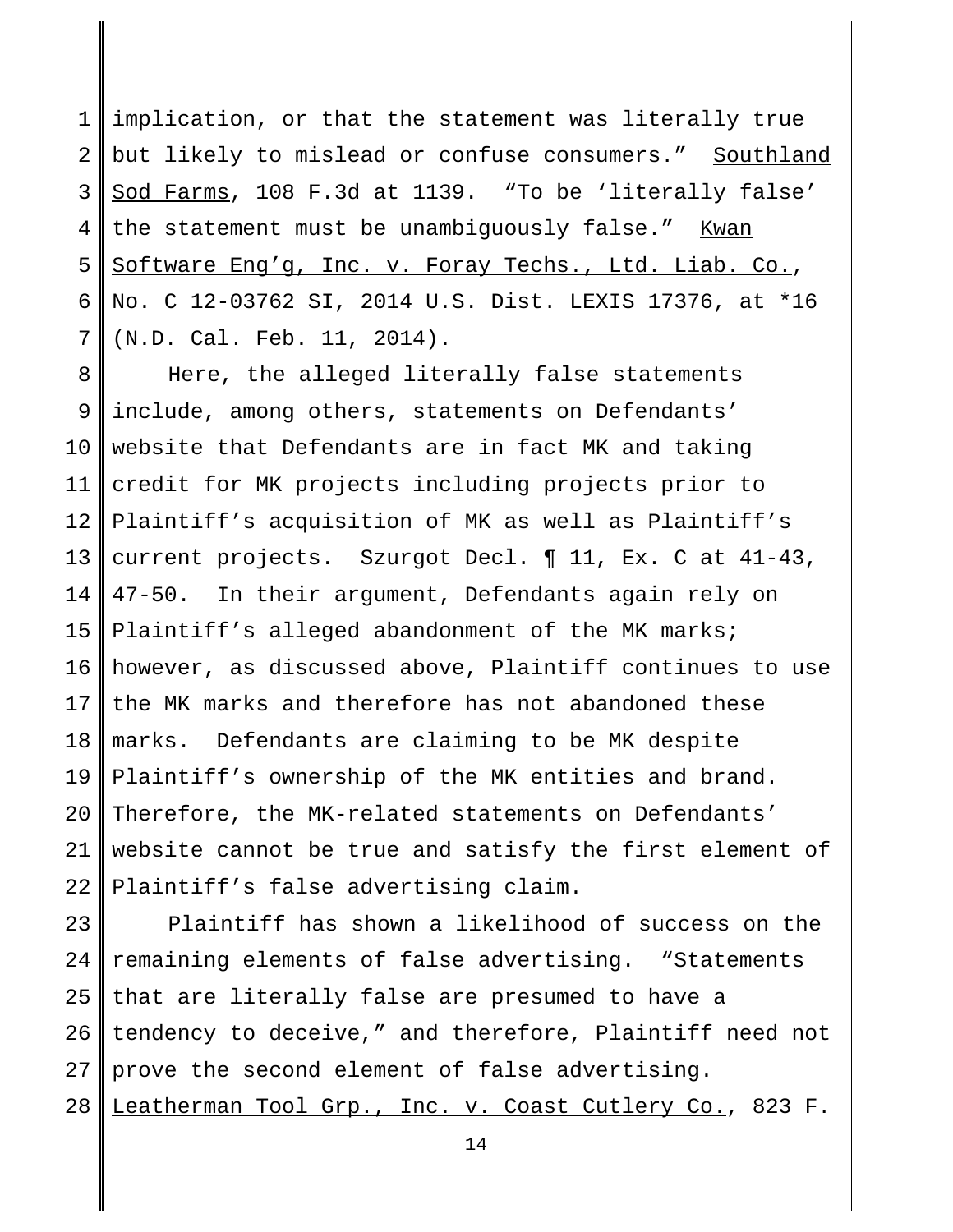implication, or that the statement was literally true but likely to mislead or confuse consumers." Southland Sod Farms, 108 F.3d at 1139. "To be 'literally false' the statement must be unambiguously false." Kwan Software Eng'g, Inc. v. Foray Techs., Ltd. Liab. Co., No. C 12-03762 SI, 2014 U.S. Dist. LEXIS 17376, at *16 (N.D. Cal. Feb. 11, 2014).

Here, the alleged literally false statements include, among others, statements on Defendants' website that Defendants are in fact MK and taking credit for MK projects including projects prior to Plaintiff's acquisition of MK as well as Plaintiff's current projects. Szurgot Decl. ¶ 11, Ex. C at 41-43, 47-50. In their argument, Defendants again rely on Plaintiff's alleged abandonment of the MK marks; however, as discussed above, Plaintiff continues to use the MK marks and therefore has not abandoned these marks. Defendants are claiming to be MK despite Plaintiff's ownership of the MK entities and brand. Therefore, the MK-related statements on Defendants' website cannot be true and satisfy the first element of Plaintiff's false advertising claim.

Plaintiff has shown a likelihood of success on the remaining elements of false advertising. "Statements that are literally false are presumed to have a tendency to deceive," and therefore, Plaintiff need not prove the second element of false advertising. Leatherman Tool Grp., Inc. v. Coast Cutlery Co., 823 F.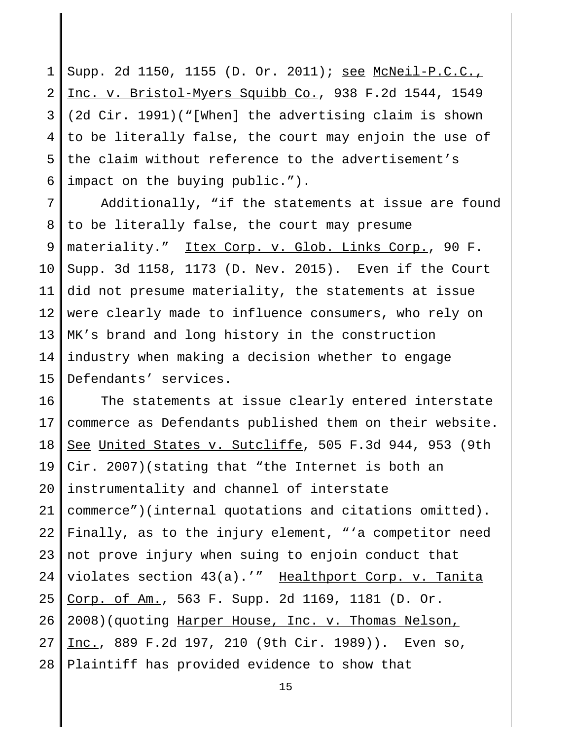Supp. 2d 1150, 1155 (D. Or. 2011); see McNeil-P.C.C., Inc. v. Bristol-Myers Squibb Co., 938 F.2d 1544, 1549 (2d Cir. 1991)("[When] the advertising claim is shown to be literally false, the court may enjoin the use of the claim without reference to the advertisement's impact on the buying public.").

Additionally, "if the statements at issue are found to be literally false, the court may presume materiality." Itex Corp. v. Glob. Links Corp., 90 F. Supp. 3d 1158, 1173 (D. Nev. 2015). Even if the Court did not presume materiality, the statements at issue were clearly made to influence consumers, who rely on MK's brand and long history in the construction industry when making a decision whether to engage Defendants' services.

The statements at issue clearly entered interstate commerce as Defendants published them on their website. See United States v. Sutcliffe, 505 F.3d 944, 953 (9th Cir. 2007)(stating that "the Internet is both an instrumentality and channel of interstate commerce")(internal quotations and citations omitted). Finally, as to the injury element, "'a competitor need not prove injury when suing to enjoin conduct that violates section 43(a).'" Healthport Corp. v. Tanita Corp. of Am., 563 F. Supp. 2d 1169, 1181 (D. Or. 2008)(quoting Harper House, Inc. v. Thomas Nelson, Inc., 889 F.2d 197, 210 (9th Cir. 1989)). Even so, Plaintiff has provided evidence to show that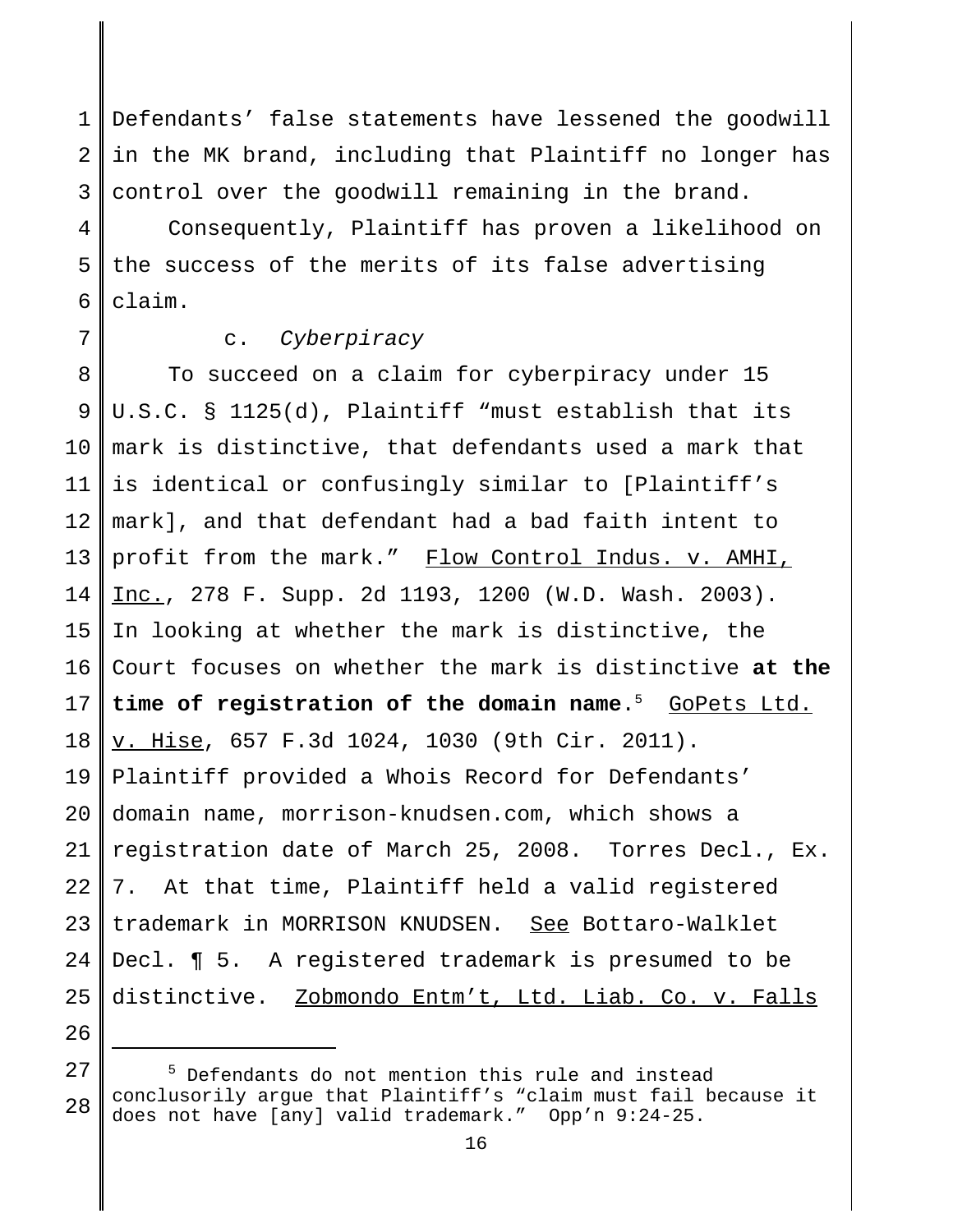Defendants' false statements have lessened the goodwill in the MK brand, including that Plaintiff no longer has control over the goodwill remaining in the brand.

Consequently, Plaintiff has proven a likelihood on the success of the merits of its false advertising claim.

c. *Cyberpiracy*

To succeed on a claim for cyberpiracy under 15 U.S.C. § 1125(d), Plaintiff "must establish that its mark is distinctive, that defendants used a mark that is identical or confusingly similar to [Plaintiff's mark], and that defendant had a bad faith intent to profit from the mark." Flow Control Indus. v. AMHI, Inc., 278 F. Supp. 2d 1193, 1200 (W.D. Wash. 2003). In looking at whether the mark is distinctive, the Court focuses on whether the mark is distinctive **at the time of registration of the domain name**.[5] GoPets Ltd. v. Hise, 657 F.3d 1024, 1030 (9th Cir. 2011). Plaintiff provided a Whois Record for Defendants' domain name, morrison-knudsen.com, which shows a registration date of March 25, 2008. Torres Decl., Ex. 7. At that time, Plaintiff held a valid registered trademark in MORRISON KNUDSEN. See Bottaro-Walklet Decl. ¶ 5. A registered trademark is presumed to be distinctive. Zobmondo Entm't, Ltd. Liab. Co. v. Falls

---

[5] Defendants do not mention this rule and instead conclusorily argue that Plaintiff's "claim must fail because it does not have [any] valid trademark." Opp'n 9:24-25.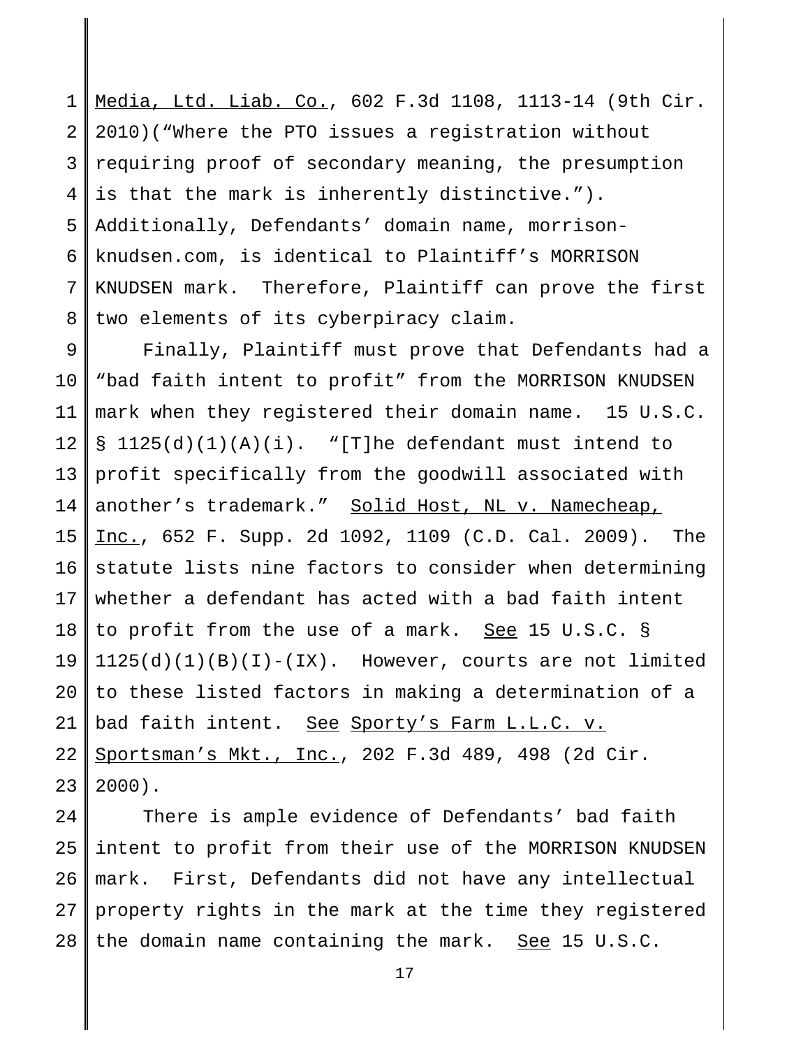Media, Ltd. Liab. Co., 602 F.3d 1108, 1113-14 (9th Cir. 2010)("Where the PTO issues a registration without requiring proof of secondary meaning, the presumption is that the mark is inherently distinctive."). Additionally, Defendants' domain name, morrison-knudsen.com, is identical to Plaintiff's MORRISON KNUDSEN mark. Therefore, Plaintiff can prove the first two elements of its cyberpiracy claim.

Finally, Plaintiff must prove that Defendants had a "bad faith intent to profit" from the MORRISON KNUDSEN mark when they registered their domain name. 15 U.S.C. § 1125(d)(1)(A)(i). "[T]he defendant must intend to profit specifically from the goodwill associated with another's trademark." Solid Host, NL v. Namecheap, Inc., 652 F. Supp. 2d 1092, 1109 (C.D. Cal. 2009). The statute lists nine factors to consider when determining whether a defendant has acted with a bad faith intent to profit from the use of a mark. See 15 U.S.C. § 1125(d)(1)(B)(I)-(IX). However, courts are not limited to these listed factors in making a determination of a bad faith intent. See Sporty's Farm L.L.C. v. Sportsman's Mkt., Inc., 202 F.3d 489, 498 (2d Cir. 2000).

There is ample evidence of Defendants' bad faith intent to profit from their use of the MORRISON KNUDSEN mark. First, Defendants did not have any intellectual property rights in the mark at the time they registered the domain name containing the mark. See 15 U.S.C.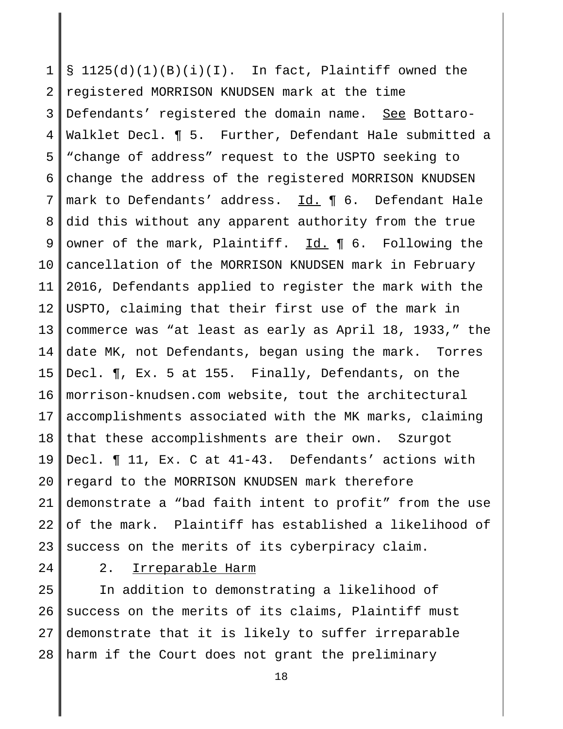§ 1125(d)(1)(B)(i)(I). In fact, Plaintiff owned the registered MORRISON KNUDSEN mark at the time Defendants' registered the domain name. See Bottaro-Walklet Decl. ¶ 5. Further, Defendant Hale submitted a "change of address" request to the USPTO seeking to change the address of the registered MORRISON KNUDSEN mark to Defendants' address. Id. ¶ 6. Defendant Hale did this without any apparent authority from the true owner of the mark, Plaintiff. Id. ¶ 6. Following the cancellation of the MORRISON KNUDSEN mark in February 2016, Defendants applied to register the mark with the USPTO, claiming that their first use of the mark in commerce was "at least as early as April 18, 1933," the date MK, not Defendants, began using the mark. Torres Decl. ¶, Ex. 5 at 155. Finally, Defendants, on the morrison-knudsen.com website, tout the architectural accomplishments associated with the MK marks, claiming that these accomplishments are their own. Szurgot Decl. ¶ 11, Ex. C at 41-43. Defendants' actions with regard to the MORRISON KNUDSEN mark therefore demonstrate a "bad faith intent to profit" from the use of the mark. Plaintiff has established a likelihood of success on the merits of its cyberpiracy claim.

2. Irreparable Harm

In addition to demonstrating a likelihood of success on the merits of its claims, Plaintiff must demonstrate that it is likely to suffer irreparable harm if the Court does not grant the preliminary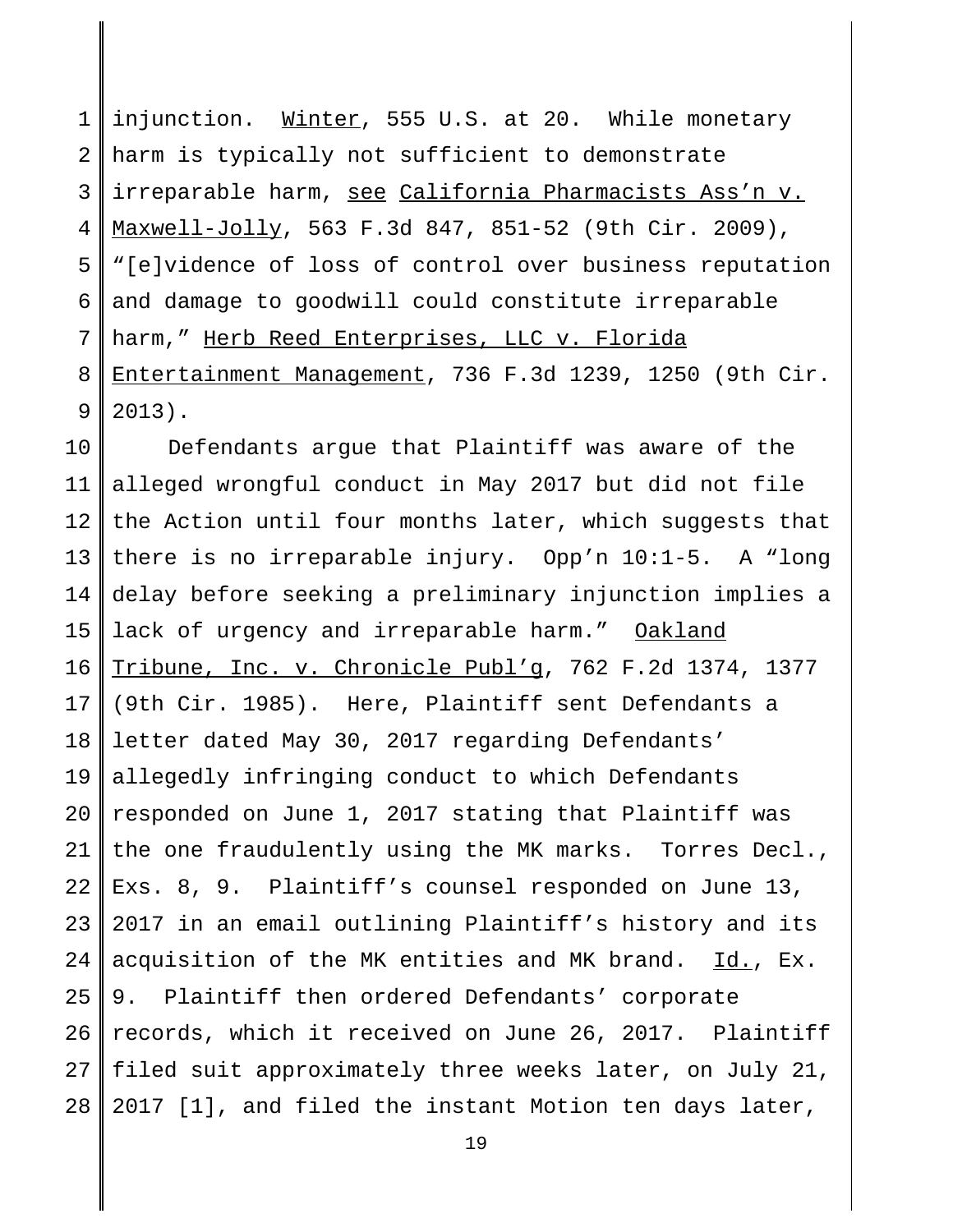injunction. Winter, 555 U.S. at 20. While monetary harm is typically not sufficient to demonstrate irreparable harm, see California Pharmacists Ass'n v. Maxwell-Jolly, 563 F.3d 847, 851-52 (9th Cir. 2009), "[e]vidence of loss of control over business reputation and damage to goodwill could constitute irreparable harm," Herb Reed Enterprises, LLC v. Florida Entertainment Management, 736 F.3d 1239, 1250 (9th Cir. 2013).

Defendants argue that Plaintiff was aware of the alleged wrongful conduct in May 2017 but did not file the Action until four months later, which suggests that there is no irreparable injury. Opp'n 10:1-5. A "long delay before seeking a preliminary injunction implies a lack of urgency and irreparable harm." Oakland Tribune, Inc. v. Chronicle Publ'g, 762 F.2d 1374, 1377 (9th Cir. 1985). Here, Plaintiff sent Defendants a letter dated May 30, 2017 regarding Defendants' allegedly infringing conduct to which Defendants responded on June 1, 2017 stating that Plaintiff was the one fraudulently using the MK marks. Torres Decl., Exs. 8, 9. Plaintiff's counsel responded on June 13, 2017 in an email outlining Plaintiff's history and its acquisition of the MK entities and MK brand. Id., Ex. 9. Plaintiff then ordered Defendants' corporate records, which it received on June 26, 2017. Plaintiff filed suit approximately three weeks later, on July 21, 2017 [1], and filed the instant Motion ten days later,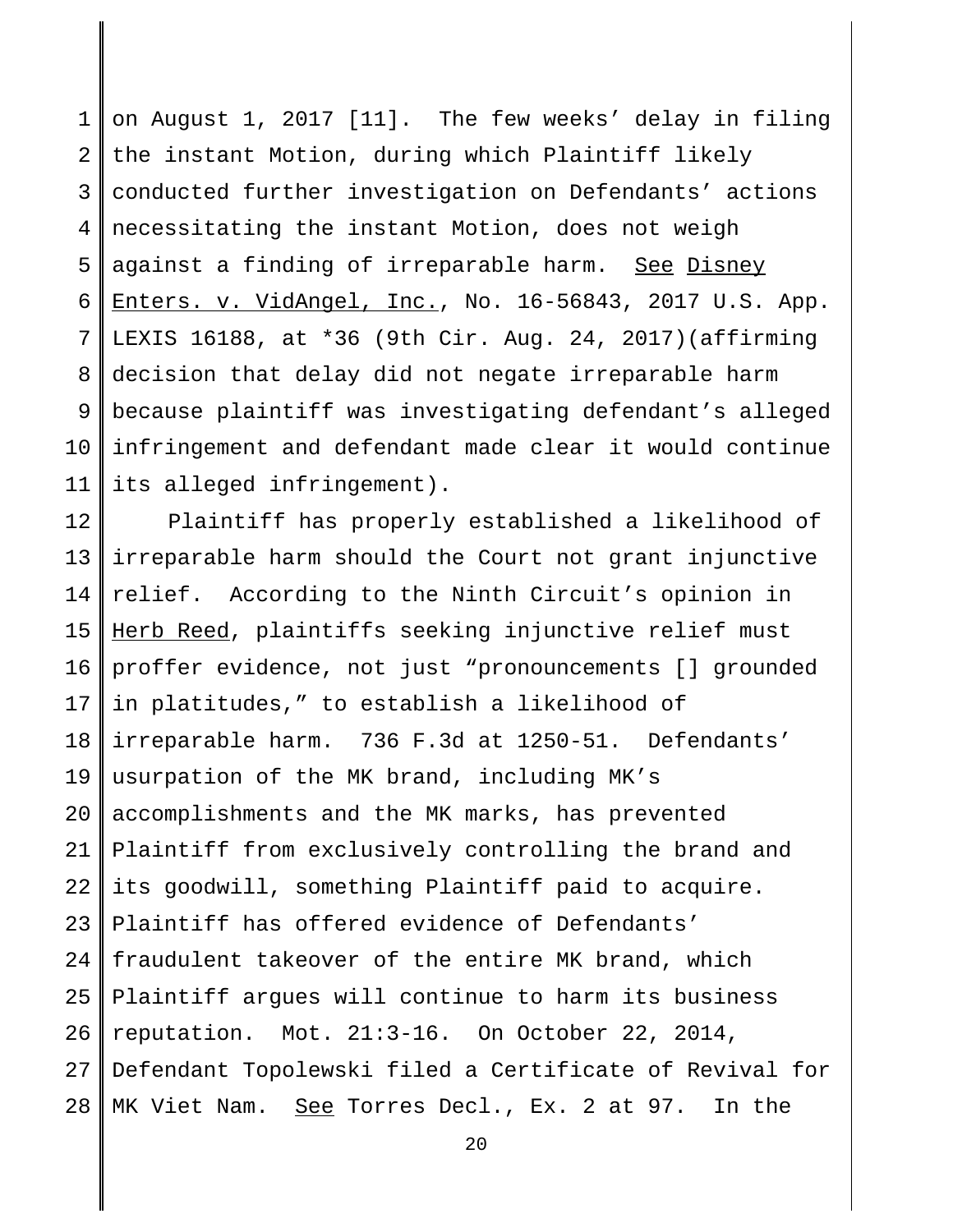on August 1, 2017 [11]. The few weeks' delay in filing the instant Motion, during which Plaintiff likely conducted further investigation on Defendants' actions necessitating the instant Motion, does not weigh against a finding of irreparable harm. See Disney Enters. v. VidAngel, Inc., No. 16-56843, 2017 U.S. App. LEXIS 16188, at *36 (9th Cir. Aug. 24, 2017)(affirming decision that delay did not negate irreparable harm because plaintiff was investigating defendant's alleged infringement and defendant made clear it would continue its alleged infringement).

Plaintiff has properly established a likelihood of irreparable harm should the Court not grant injunctive relief. According to the Ninth Circuit's opinion in Herb Reed, plaintiffs seeking injunctive relief must proffer evidence, not just "pronouncements [] grounded in platitudes," to establish a likelihood of irreparable harm. 736 F.3d at 1250-51. Defendants' usurpation of the MK brand, including MK's accomplishments and the MK marks, has prevented Plaintiff from exclusively controlling the brand and its goodwill, something Plaintiff paid to acquire. Plaintiff has offered evidence of Defendants' fraudulent takeover of the entire MK brand, which Plaintiff argues will continue to harm its business reputation. Mot. 21:3-16. On October 22, 2014, Defendant Topolewski filed a Certificate of Revival for MK Viet Nam. See Torres Decl., Ex. 2 at 97. In the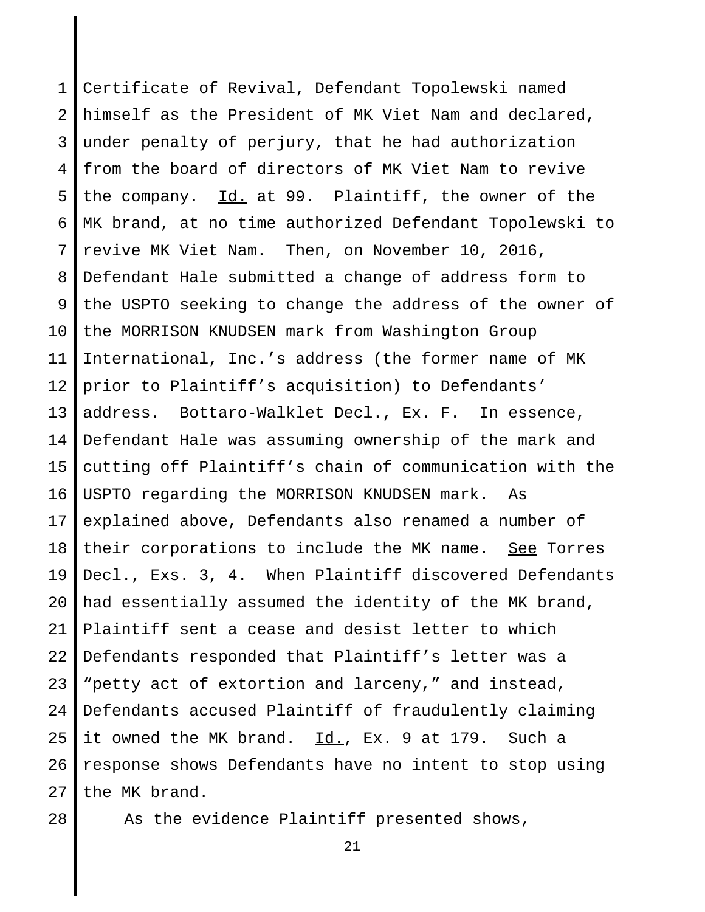Certificate of Revival, Defendant Topolewski named himself as the President of MK Viet Nam and declared, under penalty of perjury, that he had authorization from the board of directors of MK Viet Nam to revive the company. Id. at 99. Plaintiff, the owner of the MK brand, at no time authorized Defendant Topolewski to revive MK Viet Nam. Then, on November 10, 2016, Defendant Hale submitted a change of address form to the USPTO seeking to change the address of the owner of the MORRISON KNUDSEN mark from Washington Group International, Inc.'s address (the former name of MK prior to Plaintiff's acquisition) to Defendants' address. Bottaro-Walklet Decl., Ex. F. In essence, Defendant Hale was assuming ownership of the mark and cutting off Plaintiff's chain of communication with the USPTO regarding the MORRISON KNUDSEN mark. As explained above, Defendants also renamed a number of their corporations to include the MK name. See Torres Decl., Exs. 3, 4. When Plaintiff discovered Defendants had essentially assumed the identity of the MK brand, Plaintiff sent a cease and desist letter to which Defendants responded that Plaintiff's letter was a "petty act of extortion and larceny," and instead, Defendants accused Plaintiff of fraudulently claiming it owned the MK brand. Id., Ex. 9 at 179. Such a response shows Defendants have no intent to stop using the MK brand.

As the evidence Plaintiff presented shows,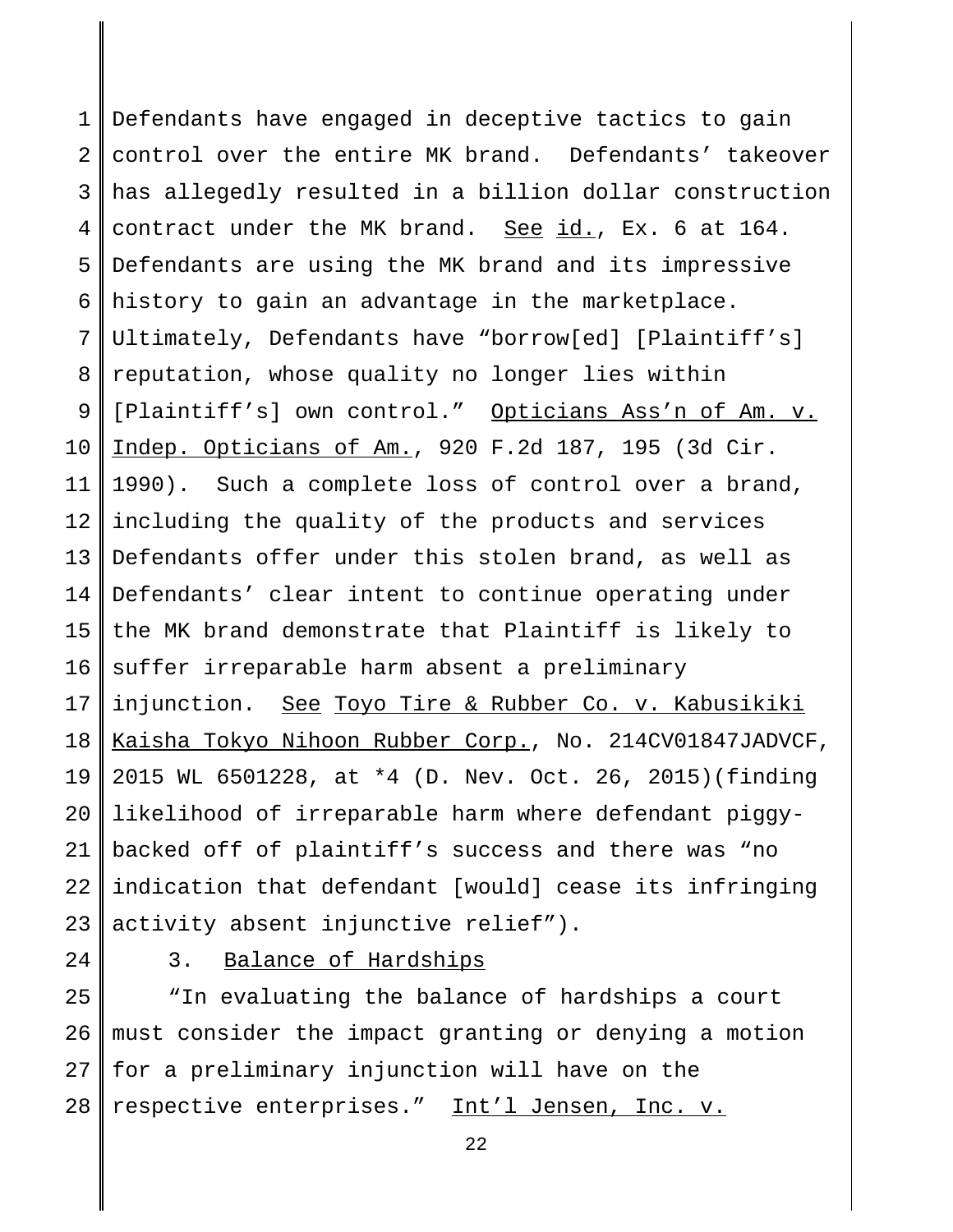Defendants have engaged in deceptive tactics to gain control over the entire MK brand. Defendants' takeover has allegedly resulted in a billion dollar construction contract under the MK brand. See id., Ex. 6 at 164. Defendants are using the MK brand and its impressive history to gain an advantage in the marketplace. Ultimately, Defendants have "borrow[ed] [Plaintiff's] reputation, whose quality no longer lies within [Plaintiff's] own control." Opticians Ass'n of Am. v. Indep. Opticians of Am., 920 F.2d 187, 195 (3d Cir. 1990). Such a complete loss of control over a brand, including the quality of the products and services Defendants offer under this stolen brand, as well as Defendants' clear intent to continue operating under the MK brand demonstrate that Plaintiff is likely to suffer irreparable harm absent a preliminary injunction. See Toyo Tire & Rubber Co. v. Kabusikiki Kaisha Tokyo Nihoon Rubber Corp., No. 214CV01847JADVCF, 2015 WL 6501228, at *4 (D. Nev. Oct. 26, 2015)(finding likelihood of irreparable harm where defendant piggy-backed off of plaintiff's success and there was "no indication that defendant [would] cease its infringing activity absent injunctive relief").

3. Balance of Hardships

"In evaluating the balance of hardships a court must consider the impact granting or denying a motion for a preliminary injunction will have on the respective enterprises." Int'l Jensen, Inc. v.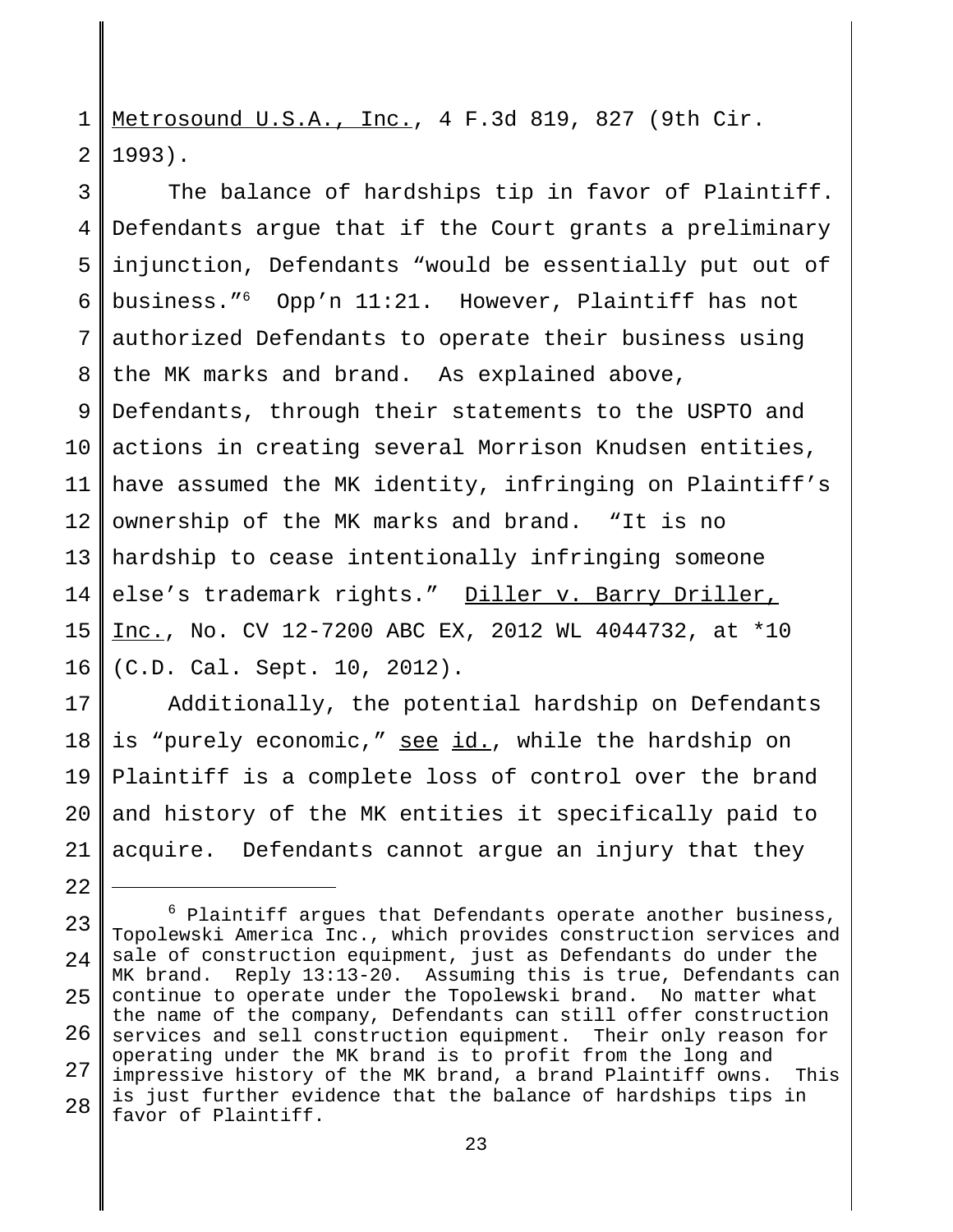Metrosound U.S.A., Inc., 4 F.3d 819, 827 (9th Cir. 1993).

The balance of hardships tip in favor of Plaintiff. Defendants argue that if the Court grants a preliminary injunction, Defendants "would be essentially put out of business."[6] Opp'n 11:21. However, Plaintiff has not authorized Defendants to operate their business using the MK marks and brand. As explained above, Defendants, through their statements to the USPTO and actions in creating several Morrison Knudsen entities, have assumed the MK identity, infringing on Plaintiff's ownership of the MK marks and brand. "It is no hardship to cease intentionally infringing someone else's trademark rights." Diller v. Barry Driller, Inc., No. CV 12-7200 ABC EX, 2012 WL 4044732, at *10 (C.D. Cal. Sept. 10, 2012).

Additionally, the potential hardship on Defendants is "purely economic," see id., while the hardship on Plaintiff is a complete loss of control over the brand and history of the MK entities it specifically paid to acquire. Defendants cannot argue an injury that they

---

[6] Plaintiff argues that Defendants operate another business, Topolewski America Inc., which provides construction services and sale of construction equipment, just as Defendants do under the MK brand. Reply 13:13-20. Assuming this is true, Defendants can continue to operate under the Topolewski brand. No matter what the name of the company, Defendants can still offer construction services and sell construction equipment. Their only reason for operating under the MK brand is to profit from the long and impressive history of the MK brand, a brand Plaintiff owns. This is just further evidence that the balance of hardships tips in favor of Plaintiff.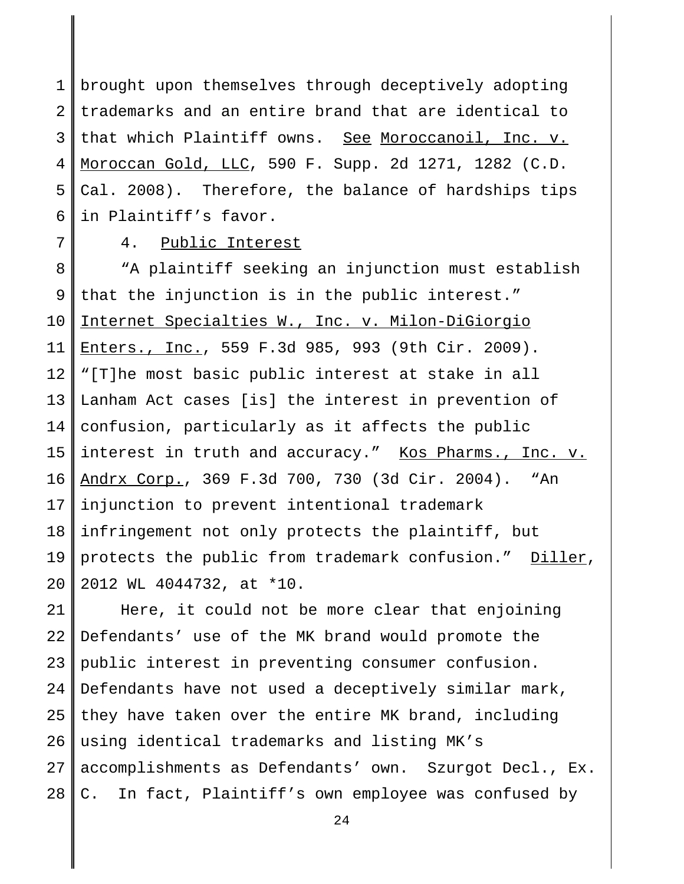brought upon themselves through deceptively adopting trademarks and an entire brand that are identical to that which Plaintiff owns. See Moroccanoil, Inc. v. Moroccan Gold, LLC, 590 F. Supp. 2d 1271, 1282 (C.D. Cal. 2008). Therefore, the balance of hardships tips in Plaintiff's favor.

4. Public Interest

"A plaintiff seeking an injunction must establish that the injunction is in the public interest." Internet Specialties W., Inc. v. Milon-DiGiorgio Enters., Inc., 559 F.3d 985, 993 (9th Cir. 2009). "[T]he most basic public interest at stake in all Lanham Act cases [is] the interest in prevention of confusion, particularly as it affects the public interest in truth and accuracy." Kos Pharms., Inc. v. Andrx Corp., 369 F.3d 700, 730 (3d Cir. 2004). "An injunction to prevent intentional trademark infringement not only protects the plaintiff, but protects the public from trademark confusion." Diller, 2012 WL 4044732, at *10.

Here, it could not be more clear that enjoining Defendants' use of the MK brand would promote the public interest in preventing consumer confusion. Defendants have not used a deceptively similar mark, they have taken over the entire MK brand, including using identical trademarks and listing MK's accomplishments as Defendants' own. Szurgot Decl., Ex. C. In fact, Plaintiff's own employee was confused by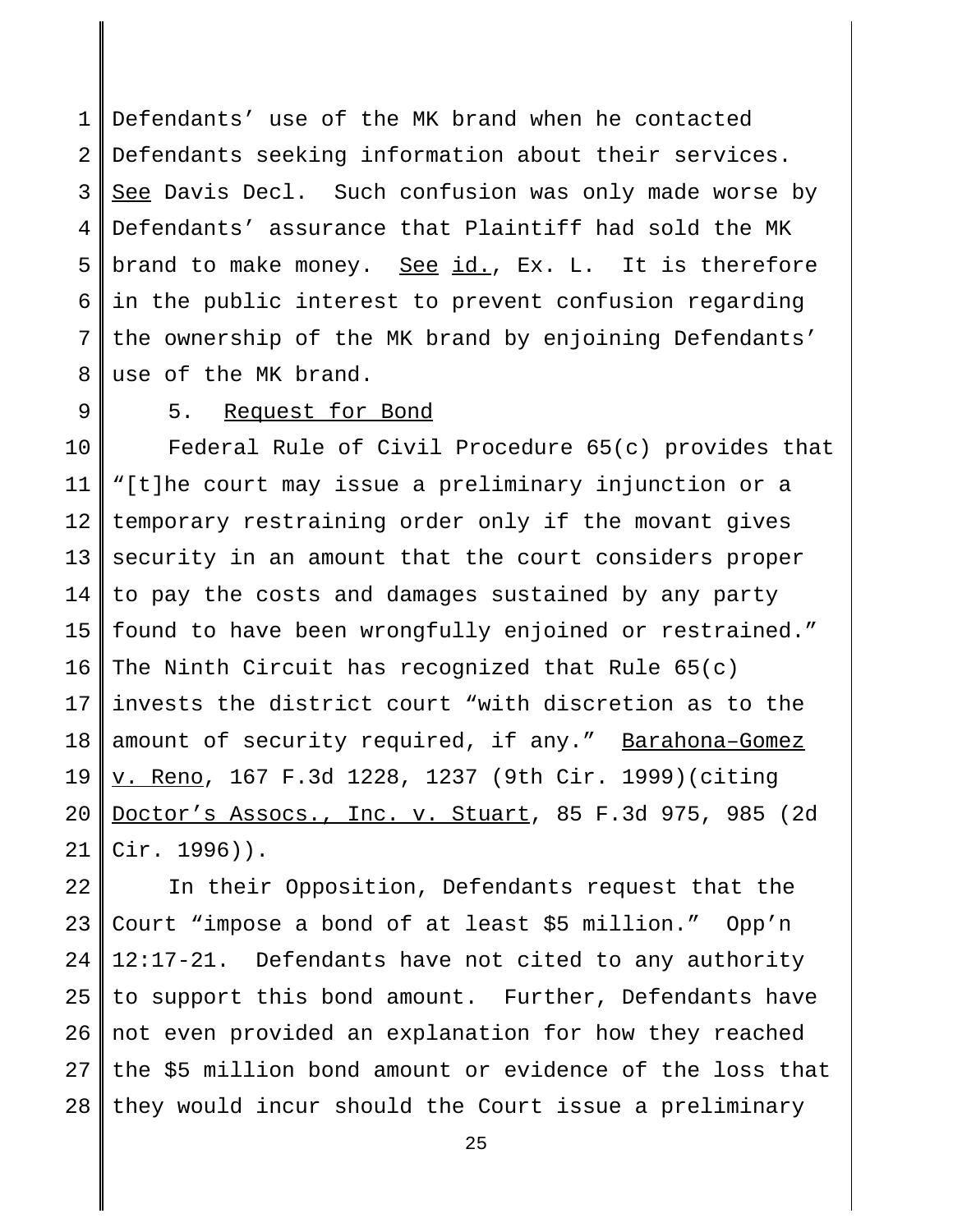Defendants' use of the MK brand when he contacted Defendants seeking information about their services. See Davis Decl. Such confusion was only made worse by Defendants' assurance that Plaintiff had sold the MK brand to make money. See id., Ex. L. It is therefore in the public interest to prevent confusion regarding the ownership of the MK brand by enjoining Defendants' use of the MK brand.

5. Request for Bond

Federal Rule of Civil Procedure 65(c) provides that "[t]he court may issue a preliminary injunction or a temporary restraining order only if the movant gives security in an amount that the court considers proper to pay the costs and damages sustained by any party found to have been wrongfully enjoined or restrained." The Ninth Circuit has recognized that Rule 65(c) invests the district court "with discretion as to the amount of security required, if any." Barahona–Gomez v. Reno, 167 F.3d 1228, 1237 (9th Cir. 1999)(citing Doctor's Assocs., Inc. v. Stuart, 85 F.3d 975, 985 (2d Cir. 1996)).

In their Opposition, Defendants request that the Court "impose a bond of at least $5 million." Opp'n 12:17-21. Defendants have not cited to any authority to support this bond amount. Further, Defendants have not even provided an explanation for how they reached the $5 million bond amount or evidence of the loss that they would incur should the Court issue a preliminary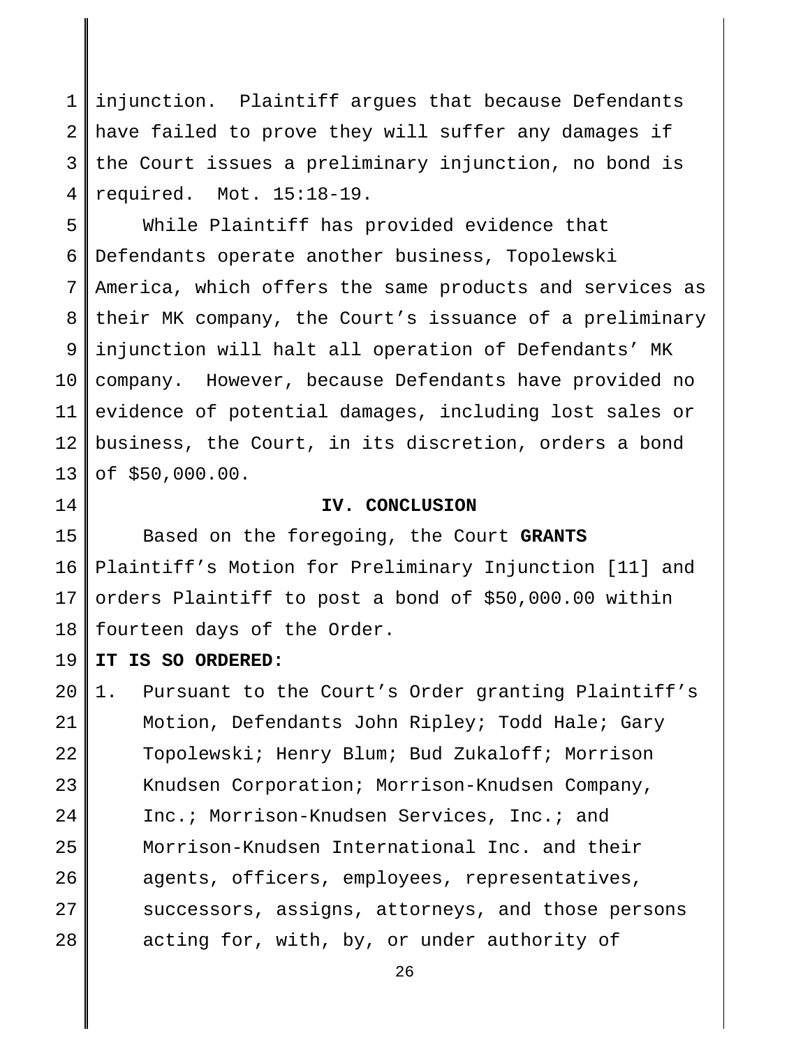injunction. Plaintiff argues that because Defendants have failed to prove they will suffer any damages if the Court issues a preliminary injunction, no bond is required. Mot. 15:18-19.

While Plaintiff has provided evidence that Defendants operate another business, Topolewski America, which offers the same products and services as their MK company, the Court's issuance of a preliminary injunction will halt all operation of Defendants' MK company. However, because Defendants have provided no evidence of potential damages, including lost sales or business, the Court, in its discretion, orders a bond of $50,000.00.

## IV. CONCLUSION

Based on the foregoing, the Court **GRANTS** Plaintiff's Motion for Preliminary Injunction [11] and orders Plaintiff to post a bond of $50,000.00 within fourteen days of the Order.

**IT IS SO ORDERED:**

1. Pursuant to the Court's Order granting Plaintiff's Motion, Defendants John Ripley; Todd Hale; Gary Topolewski; Henry Blum; Bud Zukaloff; Morrison Knudsen Corporation; Morrison-Knudsen Company, Inc.; Morrison-Knudsen Services, Inc.; and Morrison-Knudsen International Inc. and their agents, officers, employees, representatives, successors, assigns, attorneys, and those persons acting for, with, by, or under authority of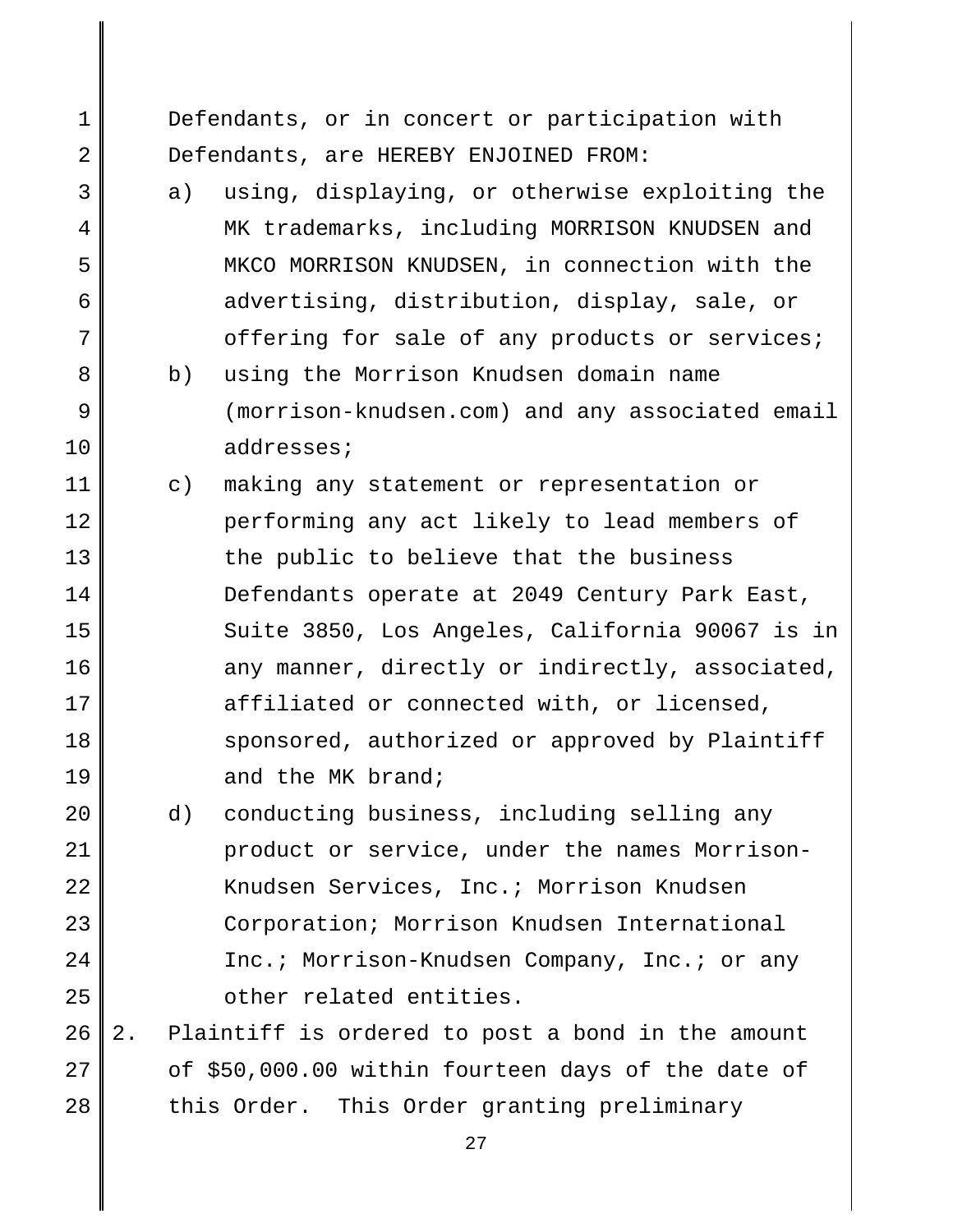Defendants, or in concert or participation with Defendants, are HEREBY ENJOINED FROM:

a) using, displaying, or otherwise exploiting the MK trademarks, including MORRISON KNUDSEN and MKCO MORRISON KNUDSEN, in connection with the advertising, distribution, display, sale, or offering for sale of any products or services;

b) using the Morrison Knudsen domain name (morrison-knudsen.com) and any associated email addresses;

c) making any statement or representation or performing any act likely to lead members of the public to believe that the business Defendants operate at 2049 Century Park East, Suite 3850, Los Angeles, California 90067 is in any manner, directly or indirectly, associated, affiliated or connected with, or licensed, sponsored, authorized or approved by Plaintiff and the MK brand;

d) conducting business, including selling any product or service, under the names Morrison-Knudsen Services, Inc.; Morrison Knudsen Corporation; Morrison Knudsen International Inc.; Morrison-Knudsen Company, Inc.; or any other related entities.

2. Plaintiff is ordered to post a bond in the amount of $50,000.00 within fourteen days of the date of this Order. This Order granting preliminary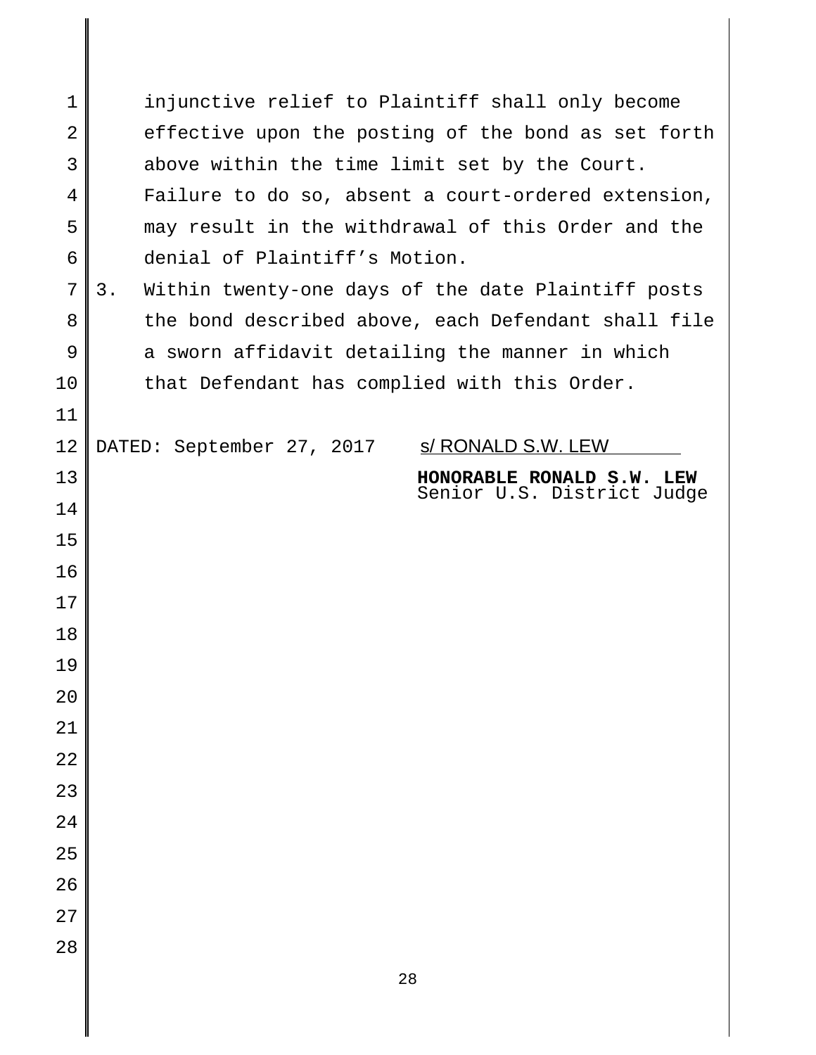injunctive relief to Plaintiff shall only become effective upon the posting of the bond as set forth above within the time limit set by the Court. Failure to do so, absent a court-ordered extension, may result in the withdrawal of this Order and the denial of Plaintiff's Motion.

3. Within twenty-one days of the date Plaintiff posts the bond described above, each Defendant shall file a sworn affidavit detailing the manner in which that Defendant has complied with this Order.

DATED: September 27, 2017

s/ RONALD S.W. LEW

**HONORABLE RONALD S.W. LEW**
Senior U.S. District Judge